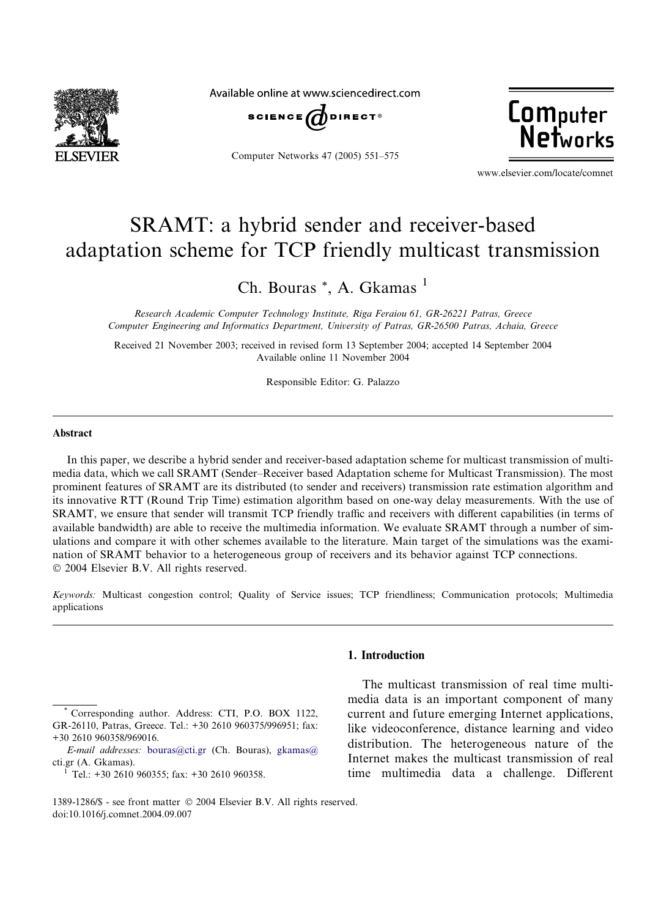# SRAMT: a hybrid sender and receiver-based adaptation scheme for TCP friendly multicast transmission

Ch. Bouras *, A. Gkamas [1]

*Research Academic Computer Technology Institute, Riga Feraiou 61, GR-26221 Patras, Greece*
*Computer Engineering and Informatics Department, University of Patras, GR-26500 Patras, Achaia, Greece*

Received 21 November 2003; received in revised form 13 September 2004; accepted 14 September 2004
Available online 11 November 2004

Responsible Editor: G. Palazzo

## Abstract

In this paper, we describe a hybrid sender and receiver-based adaptation scheme for multicast transmission of multimedia data, which we call SRAMT (Sender–Receiver based Adaptation scheme for Multicast Transmission). The most prominent features of SRAMT are its distributed (to sender and receivers) transmission rate estimation algorithm and its innovative RTT (Round Trip Time) estimation algorithm based on one-way delay measurements. With the use of SRAMT, we ensure that sender will transmit TCP friendly traffic and receivers with different capabilities (in terms of available bandwidth) are able to receive the multimedia information. We evaluate SRAMT through a number of simulations and compare it with other schemes available to the literature. Main target of the simulations was the examination of SRAMT behavior to a heterogeneous group of receivers and its behavior against TCP connections.
© 2004 Elsevier B.V. All rights reserved.

*Keywords:* Multicast congestion control; Quality of Service issues; TCP friendliness; Communication protocols; Multimedia applications

## 1. Introduction

The multicast transmission of real time multimedia data is an important component of many current and future emerging Internet applications, like videoconference, distance learning and video distribution. The heterogeneous nature of the Internet makes the multicast transmission of real time multimedia data a challenge. Different

* Corresponding author. Address: CTI, P.O. BOX 1122, GR-26110, Patras, Greece. Tel.: +30 2610 960375/996951; fax: +30 2610 960358/969016.

*E-mail addresses:* bouras@cti.gr (Ch. Bouras), gkamas@cti.gr (A. Gkamas).

[1] Tel.: +30 2610 960355; fax: +30 2610 960358.

1389-1286/$ - see front matter © 2004 Elsevier B.V. All rights reserved.
doi:10.1016/j.comnet.2004.09.007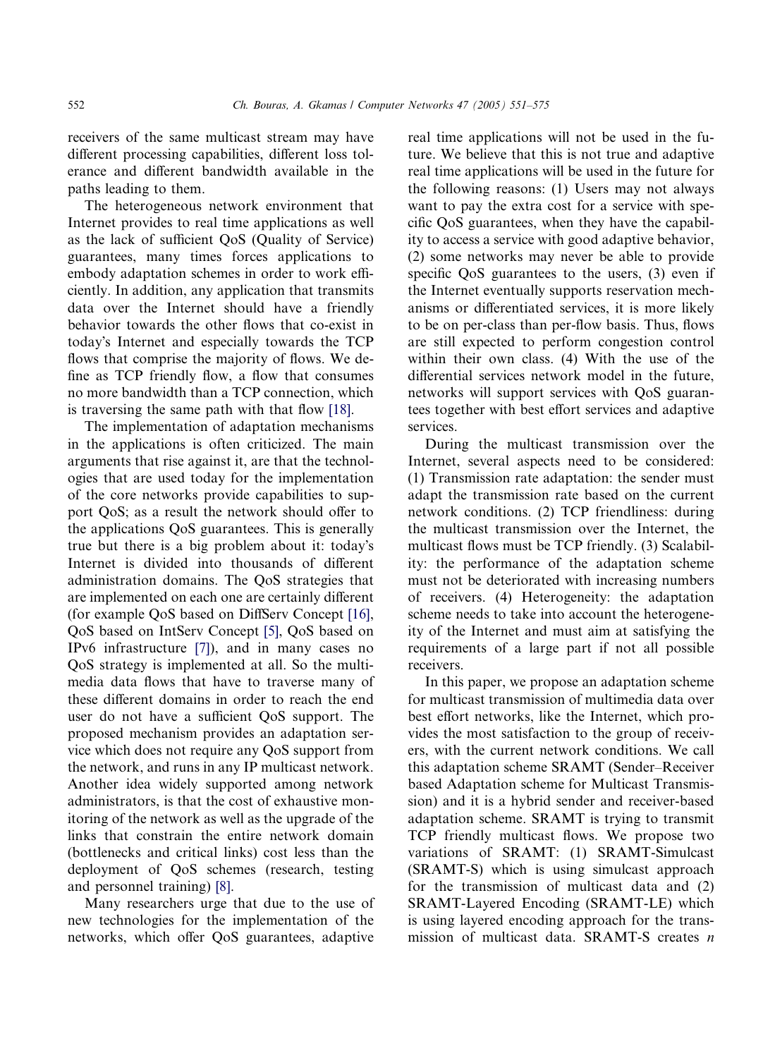receivers of the same multicast stream may have different processing capabilities, different loss tolerance and different bandwidth available in the paths leading to them.

The heterogeneous network environment that Internet provides to real time applications as well as the lack of sufficient QoS (Quality of Service) guarantees, many times forces applications to embody adaptation schemes in order to work efficiently. In addition, any application that transmits data over the Internet should have a friendly behavior towards the other flows that co-exist in today's Internet and especially towards the TCP flows that comprise the majority of flows. We define as TCP friendly flow, a flow that consumes no more bandwidth than a TCP connection, which is traversing the same path with that flow [18].

The implementation of adaptation mechanisms in the applications is often criticized. The main arguments that rise against it, are that the technologies that are used today for the implementation of the core networks provide capabilities to support QoS; as a result the network should offer to the applications QoS guarantees. This is generally true but there is a big problem about it: today's Internet is divided into thousands of different administration domains. The QoS strategies that are implemented on each one are certainly different (for example QoS based on DiffServ Concept [16], QoS based on IntServ Concept [5], QoS based on IPv6 infrastructure [7]), and in many cases no QoS strategy is implemented at all. So the multimedia data flows that have to traverse many of these different domains in order to reach the end user do not have a sufficient QoS support. The proposed mechanism provides an adaptation service which does not require any QoS support from the network, and runs in any IP multicast network. Another idea widely supported among network administrators, is that the cost of exhaustive monitoring of the network as well as the upgrade of the links that constrain the entire network domain (bottlenecks and critical links) cost less than the deployment of QoS schemes (research, testing and personnel training) [8].

Many researchers urge that due to the use of new technologies for the implementation of the networks, which offer QoS guarantees, adaptive real time applications will not be used in the future. We believe that this is not true and adaptive real time applications will be used in the future for the following reasons: (1) Users may not always want to pay the extra cost for a service with specific QoS guarantees, when they have the capability to access a service with good adaptive behavior, (2) some networks may never be able to provide specific QoS guarantees to the users, (3) even if the Internet eventually supports reservation mechanisms or differentiated services, it is more likely to be on per-class than per-flow basis. Thus, flows are still expected to perform congestion control within their own class. (4) With the use of the differential services network model in the future, networks will support services with QoS guarantees together with best effort services and adaptive services.

During the multicast transmission over the Internet, several aspects need to be considered: (1) Transmission rate adaptation: the sender must adapt the transmission rate based on the current network conditions. (2) TCP friendliness: during the multicast transmission over the Internet, the multicast flows must be TCP friendly. (3) Scalability: the performance of the adaptation scheme must not be deteriorated with increasing numbers of receivers. (4) Heterogeneity: the adaptation scheme needs to take into account the heterogeneity of the Internet and must aim at satisfying the requirements of a large part if not all possible receivers.

In this paper, we propose an adaptation scheme for multicast transmission of multimedia data over best effort networks, like the Internet, which provides the most satisfaction to the group of receivers, with the current network conditions. We call this adaptation scheme SRAMT (Sender–Receiver based Adaptation scheme for Multicast Transmission) and it is a hybrid sender and receiver-based adaptation scheme. SRAMT is trying to transmit TCP friendly multicast flows. We propose two variations of SRAMT: (1) SRAMT-Simulcast (SRAMT-S) which is using simulcast approach for the transmission of multicast data and (2) SRAMT-Layered Encoding (SRAMT-LE) which is using layered encoding approach for the transmission of multicast data. SRAMT-S creates $n$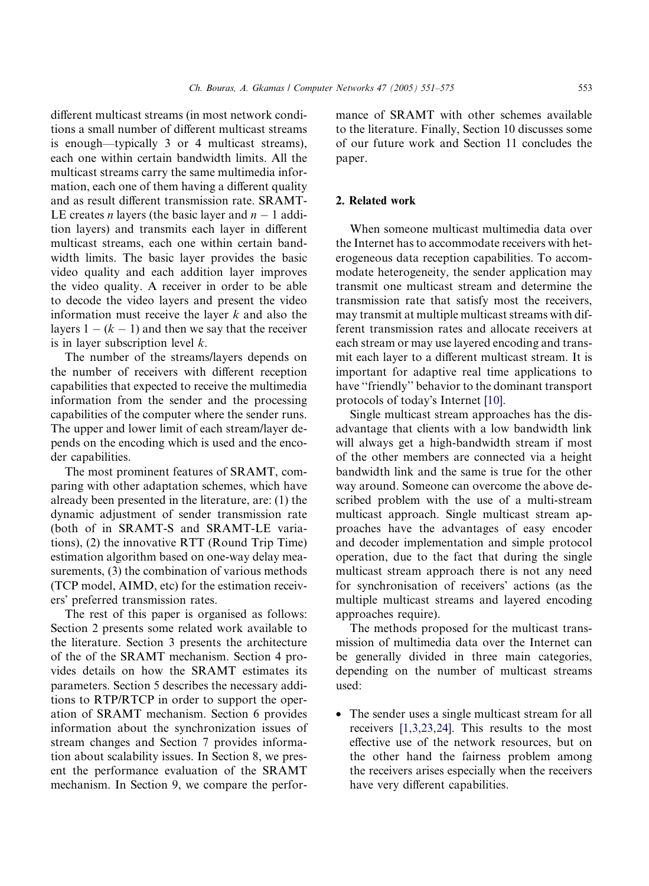different multicast streams (in most network conditions a small number of different multicast streams is enough—typically 3 or 4 multicast streams), each one within certain bandwidth limits. All the multicast streams carry the same multimedia information, each one of them having a different quality and as result different transmission rate. SRAMT-LE creates $n$ layers (the basic layer and $n-1$ addition layers) and transmits each layer in different multicast streams, each one within certain bandwidth limits. The basic layer provides the basic video quality and each addition layer improves the video quality. A receiver in order to be able to decode the video layers and present the video information must receive the layer $k$ and also the layers $1-(k-1)$ and then we say that the receiver is in layer subscription level $k$.

The number of the streams/layers depends on the number of receivers with different reception capabilities that expected to receive the multimedia information from the sender and the processing capabilities of the computer where the sender runs. The upper and lower limit of each stream/layer depends on the encoding which is used and the encoder capabilities.

The most prominent features of SRAMT, comparing with other adaptation schemes, which have already been presented in the literature, are: (1) the dynamic adjustment of sender transmission rate (both of in SRAMT-S and SRAMT-LE variations), (2) the innovative RTT (Round Trip Time) estimation algorithm based on one-way delay measurements, (3) the combination of various methods (TCP model, AIMD, etc) for the estimation receivers' preferred transmission rates.

The rest of this paper is organised as follows: Section 2 presents some related work available to the literature. Section 3 presents the architecture of the of the SRAMT mechanism. Section 4 provides details on how the SRAMT estimates its parameters. Section 5 describes the necessary additions to RTP/RTCP in order to support the operation of SRAMT mechanism. Section 6 provides information about the synchronization issues of stream changes and Section 7 provides information about scalability issues. In Section 8, we present the performance evaluation of the SRAMT mechanism. In Section 9, we compare the performance of SRAMT with other schemes available to the literature. Finally, Section 10 discusses some of our future work and Section 11 concludes the paper.

## 2. Related work

When someone multicast multimedia data over the Internet has to accommodate receivers with heterogeneous data reception capabilities. To accommodate heterogeneity, the sender application may transmit one multicast stream and determine the transmission rate that satisfy most the receivers, may transmit at multiple multicast streams with different transmission rates and allocate receivers at each stream or may use layered encoding and transmit each layer to a different multicast stream. It is important for adaptive real time applications to have "friendly" behavior to the dominant transport protocols of today's Internet [10].

Single multicast stream approaches has the disadvantage that clients with a low bandwidth link will always get a high-bandwidth stream if most of the other members are connected via a height bandwidth link and the same is true for the other way around. Someone can overcome the above described problem with the use of a multi-stream multicast approach. Single multicast stream approaches have the advantages of easy encoder and decoder implementation and simple protocol operation, due to the fact that during the single multicast stream approach there is not any need for synchronisation of receivers' actions (as the multiple multicast streams and layered encoding approaches require).

The methods proposed for the multicast transmission of multimedia data over the Internet can be generally divided in three main categories, depending on the number of multicast streams used:

- The sender uses a single multicast stream for all receivers [1,3,23,24]. This results to the most effective use of the network resources, but on the other hand the fairness problem among the receivers arises especially when the receivers have very different capabilities.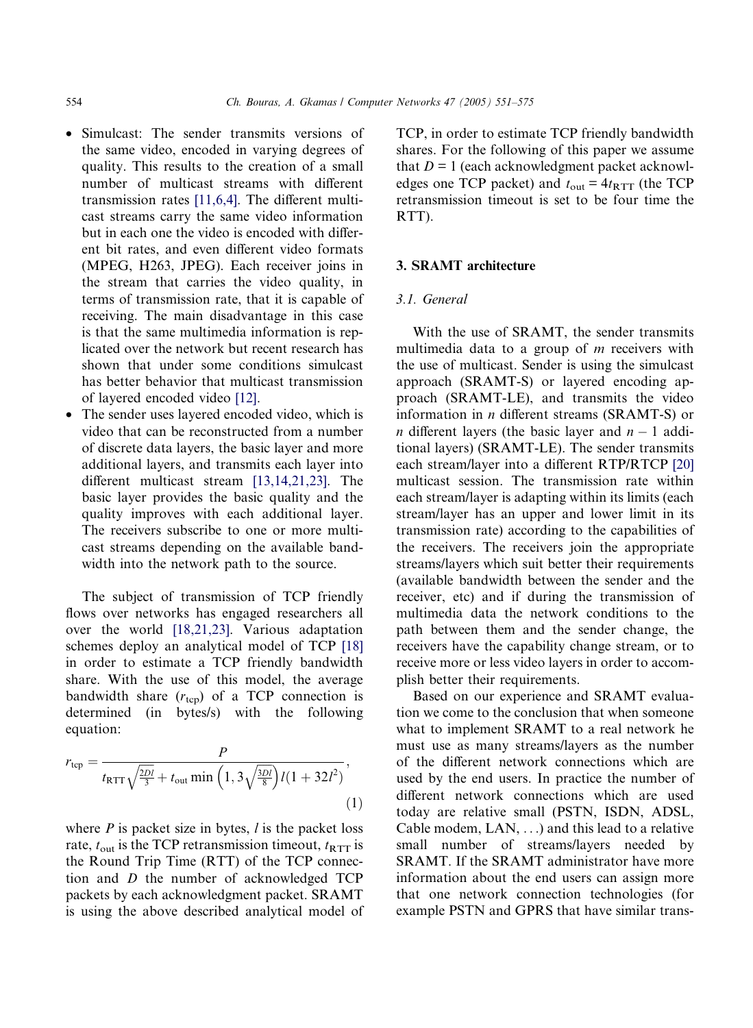- Simulcast: The sender transmits versions of the same video, encoded in varying degrees of quality. This results to the creation of a small number of multicast streams with different transmission rates [11,6,4]. The different multicast streams carry the same video information but in each one the video is encoded with different bit rates, and even different video formats (MPEG, H263, JPEG). Each receiver joins in the stream that carries the video quality, in terms of transmission rate, that it is capable of receiving. The main disadvantage in this case is that the same multimedia information is replicated over the network but recent research has shown that under some conditions simulcast has better behavior that multicast transmission of layered encoded video [12].
- The sender uses layered encoded video, which is video that can be reconstructed from a number of discrete data layers, the basic layer and more additional layers, and transmits each layer into different multicast stream [13,14,21,23]. The basic layer provides the basic quality and the quality improves with each additional layer. The receivers subscribe to one or more multicast streams depending on the available bandwidth into the network path to the source.

The subject of transmission of TCP friendly flows over networks has engaged researchers all over the world [18,21,23]. Various adaptation schemes deploy an analytical model of TCP [18] in order to estimate a TCP friendly bandwidth share. With the use of this model, the average bandwidth share ($r_{\text{tcp}}$) of a TCP connection is determined (in bytes/s) with the following equation:

$$r_{\text{tcp}} = \frac{P}{t_{\text{RTT}}\sqrt{\frac{2Dl}{3}} + t_{\text{out}} \min\left(1, 3\sqrt{\frac{3Dl}{8}}\right) l(1 + 32l^2)}, \tag{1}$$

where $P$ is packet size in bytes, $l$ is the packet loss rate, $t_{\text{out}}$ is the TCP retransmission timeout, $t_{\text{RTT}}$ is the Round Trip Time (RTT) of the TCP connection and $D$ the number of acknowledged TCP packets by each acknowledgment packet. SRAMT is using the above described analytical model of TCP, in order to estimate TCP friendly bandwidth shares. For the following of this paper we assume that $D = 1$ (each acknowledgment packet acknowledges one TCP packet) and $t_{\text{out}} = 4t_{\text{RTT}}$ (the TCP retransmission timeout is set to be four time the RTT).

## 3. SRAMT architecture

### 3.1. General

With the use of SRAMT, the sender transmits multimedia data to a group of $m$ receivers with the use of multicast. Sender is using the simulcast approach (SRAMT-S) or layered encoding approach (SRAMT-LE), and transmits the video information in $n$ different streams (SRAMT-S) or $n$ different layers (the basic layer and $n - 1$ additional layers) (SRAMT-LE). The sender transmits each stream/layer into a different RTP/RTCP [20] multicast session. The transmission rate within each stream/layer is adapting within its limits (each stream/layer has an upper and lower limit in its transmission rate) according to the capabilities of the receivers. The receivers join the appropriate streams/layers which suit better their requirements (available bandwidth between the sender and the receiver, etc) and if during the transmission of multimedia data the network conditions to the path between them and the sender change, the receivers have the capability change stream, or to receive more or less video layers in order to accomplish better their requirements.

Based on our experience and SRAMT evaluation we come to the conclusion that when someone what to implement SRAMT to a real network he must use as many streams/layers as the number of the different network connections which are used by the end users. In practice the number of different network connections which are used today are relative small (PSTN, ISDN, ADSL, Cable modem, LAN, ...) and this lead to a relative small number of streams/layers needed by SRAMT. If the SRAMT administrator have more information about the end users can assign more that one network connection technologies (for example PSTN and GPRS that have similar trans-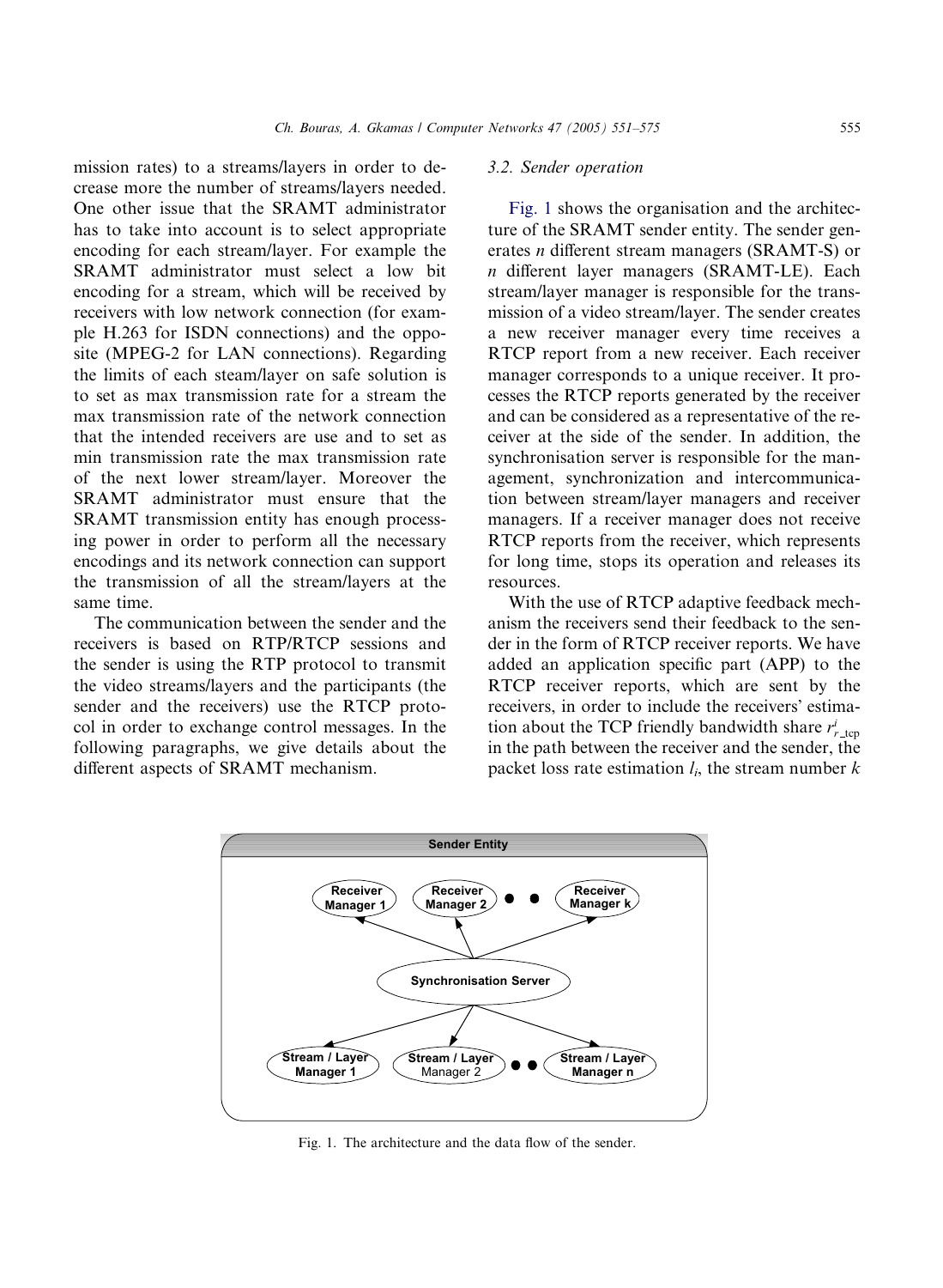mission rates) to a streams/layers in order to decrease more the number of streams/layers needed. One other issue that the SRAMT administrator has to take into account is to select appropriate encoding for each stream/layer. For example the SRAMT administrator must select a low bit encoding for a stream, which will be received by receivers with low network connection (for example H.263 for ISDN connections) and the opposite (MPEG-2 for LAN connections). Regarding the limits of each steam/layer on safe solution is to set as max transmission rate for a stream the max transmission rate of the network connection that the intended receivers are use and to set as min transmission rate the max transmission rate of the next lower stream/layer. Moreover the SRAMT administrator must ensure that the SRAMT transmission entity has enough processing power in order to perform all the necessary encodings and its network connection can support the transmission of all the stream/layers at the same time.

The communication between the sender and the receivers is based on RTP/RTCP sessions and the sender is using the RTP protocol to transmit the video streams/layers and the participants (the sender and the receivers) use the RTCP protocol in order to exchange control messages. In the following paragraphs, we give details about the different aspects of SRAMT mechanism.

### 3.2. Sender operation

Fig. 1 shows the organisation and the architecture of the SRAMT sender entity. The sender generates $n$ different stream managers (SRAMT-S) or $n$ different layer managers (SRAMT-LE). Each stream/layer manager is responsible for the transmission of a video stream/layer. The sender creates a new receiver manager every time receives a RTCP report from a new receiver. Each receiver manager corresponds to a unique receiver. It processes the RTCP reports generated by the receiver and can be considered as a representative of the receiver at the side of the sender. In addition, the synchronisation server is responsible for the management, synchronization and intercommunication between stream/layer managers and receiver managers. If a receiver manager does not receive RTCP reports from the receiver, which represents for long time, stops its operation and releases its resources.

With the use of RTCP adaptive feedback mechanism the receivers send their feedback to the sender in the form of RTCP receiver reports. We have added an application specific part (APP) to the RTCP receiver reports, which are sent by the receivers, in order to include the receivers' estimation about the TCP friendly bandwidth share $r^i_{r\_tcp}$ in the path between the receiver and the sender, the packet loss rate estimation $l_i$, the stream number $k$

Sender Entity
Receiver Manager 1
Receiver Manager 2
Receiver Manager k
Synchronisation Server
Stream / Layer Manager 1
Stream / Layer Manager 2
Stream / Layer Manager n

Fig. 1. The architecture and the data flow of the sender.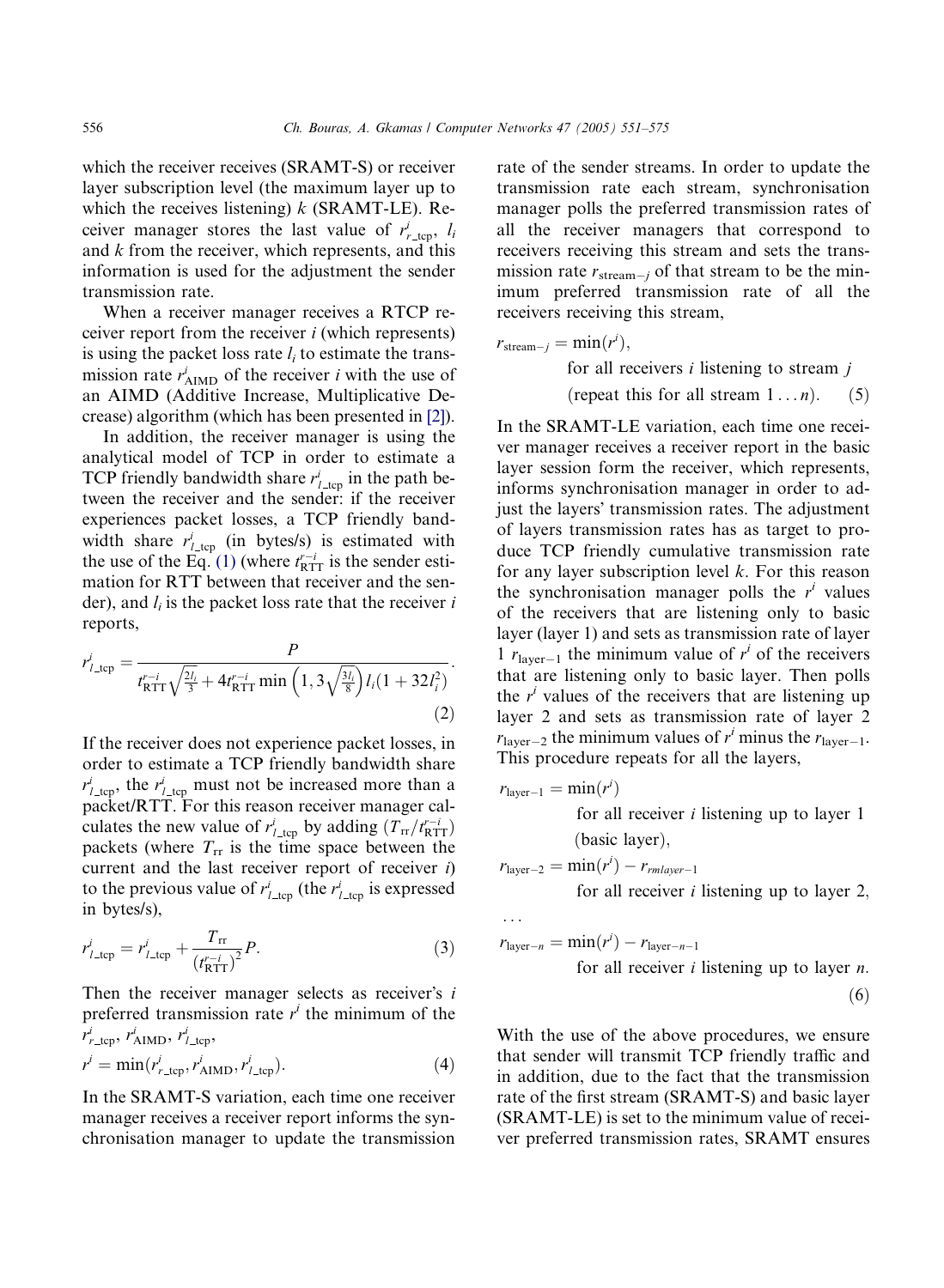which the receiver receives (SRAMT-S) or receiver layer subscription level (the maximum layer up to which the receives listening) $k$ (SRAMT-LE). Receiver manager stores the last value of $r^i_{r\_\text{tcp}}$, $l_i$ and $k$ from the receiver, which represents, and this information is used for the adjustment the sender transmission rate.

When a receiver manager receives a RTCP receiver report from the receiver $i$ (which represents) is using the packet loss rate $l_i$ to estimate the transmission rate $r^i_{\text{AIMD}}$ of the receiver $i$ with the use of an AIMD (Additive Increase, Multiplicative Decrease) algorithm (which has been presented in [2]).

In addition, the receiver manager is using the analytical model of TCP in order to estimate a TCP friendly bandwidth share $r^i_{l\_\text{tcp}}$ in the path between the receiver and the sender: if the receiver experiences packet losses, a TCP friendly bandwidth share $r^i_{l\_\text{tcp}}$ (in bytes/s) is estimated with the use of the Eq. (1) (where $t^{r-i}_{\text{RTT}}$ is the sender estimation for RTT between that receiver and the sender), and $l_i$ is the packet loss rate that the receiver $i$ reports,

$$r^i_{l\_\text{tcp}} = \frac{P}{t^{r-i}_{\text{RTT}}\sqrt{\frac{2l_i}{3}} + 4t^{r-i}_{\text{RTT}}\min\left(1, 3\sqrt{\frac{3l_i}{8}}\right)l_i(1+32l_i^2)}. \tag{2}$$

If the receiver does not experience packet losses, in order to estimate a TCP friendly bandwidth share $r^i_{l\_\text{tcp}}$, the $r^i_{l\_\text{tcp}}$ must not be increased more than a packet/RTT. For this reason receiver manager calculates the new value of $r^i_{l\_\text{tcp}}$ by adding $(T_{\text{rr}}/t^{r-i}_{\text{RTT}})$ packets (where $T_{\text{rr}}$ is the time space between the current and the last receiver report of receiver $i$) to the previous value of $r^i_{l\_\text{tcp}}$ (the $r^i_{l\_\text{tcp}}$ is expressed in bytes/s),

$$r^i_{l\_\text{tcp}} = r^i_{l\_\text{tcp}} + \frac{T_{\text{rr}}}{(t^{r-i}_{\text{RTT}})^2}P. \tag{3}$$

Then the receiver manager selects as receiver's $i$ preferred transmission rate $r^i$ the minimum of the $r^i_{r\_\text{tcp}}$, $r^i_{\text{AIMD}}$, $r^i_{l\_\text{tcp}}$,

$$r^i = \min(r^i_{r\_\text{tcp}}, r^i_{\text{AIMD}}, r^i_{l\_\text{tcp}}). \tag{4}$$

In the SRAMT-S variation, each time one receiver manager receives a receiver report informs the synchronisation manager to update the transmission rate of the sender streams. In order to update the transmission rate each stream, synchronisation manager polls the preferred transmission rates of all the receiver managers that correspond to receivers receiving this stream and sets the transmission rate $r_{\text{stream}-j}$ of that stream to be the minimum preferred transmission rate of all the receivers receiving this stream,

$$r_{\text{stream}-j} = \min(r^i), \quad \text{for all receivers } i \text{ listening to stream } j \quad (\text{repeat this for all stream } 1 \ldots n). \tag{5}$$

In the SRAMT-LE variation, each time one receiver manager receives a receiver report in the basic layer session form the receiver, which represents, informs synchronisation manager in order to adjust the layers' transmission rates. The adjustment of layers transmission rates has as target to produce TCP friendly cumulative transmission rate for any layer subscription level $k$. For this reason the synchronisation manager polls the $r^i$ values of the receivers that are listening only to basic layer (layer 1) and sets as transmission rate of layer 1 $r_{\text{layer}-1}$ the minimum value of $r^i$ of the receivers that are listening only to basic layer. Then polls the $r^i$ values of the receivers that are listening up layer 2 and sets as transmission rate of layer 2 $r_{\text{layer}-2}$ the minimum values of $r^i$ minus the $r_{\text{layer}-1}$. This procedure repeats for all the layers,

$$
\begin{aligned}
r_{\text{layer}-1} &= \min(r^i) \quad \text{for all receiver } i \text{ listening up to layer 1 (basic layer)},\\
r_{\text{layer}-2} &= \min(r^i) - r_{rmlayer-1} \quad \text{for all receiver } i \text{ listening up to layer 2},\\
&\ldots\\
r_{\text{layer}-n} &= \min(r^i) - r_{\text{layer}-n-1} \quad \text{for all receiver } i \text{ listening up to layer } n.
\end{aligned} \tag{6}
$$

With the use of the above procedures, we ensure that sender will transmit TCP friendly traffic and in addition, due to the fact that the transmission rate of the first stream (SRAMT-S) and basic layer (SRAMT-LE) is set to the minimum value of receiver preferred transmission rates, SRAMT ensures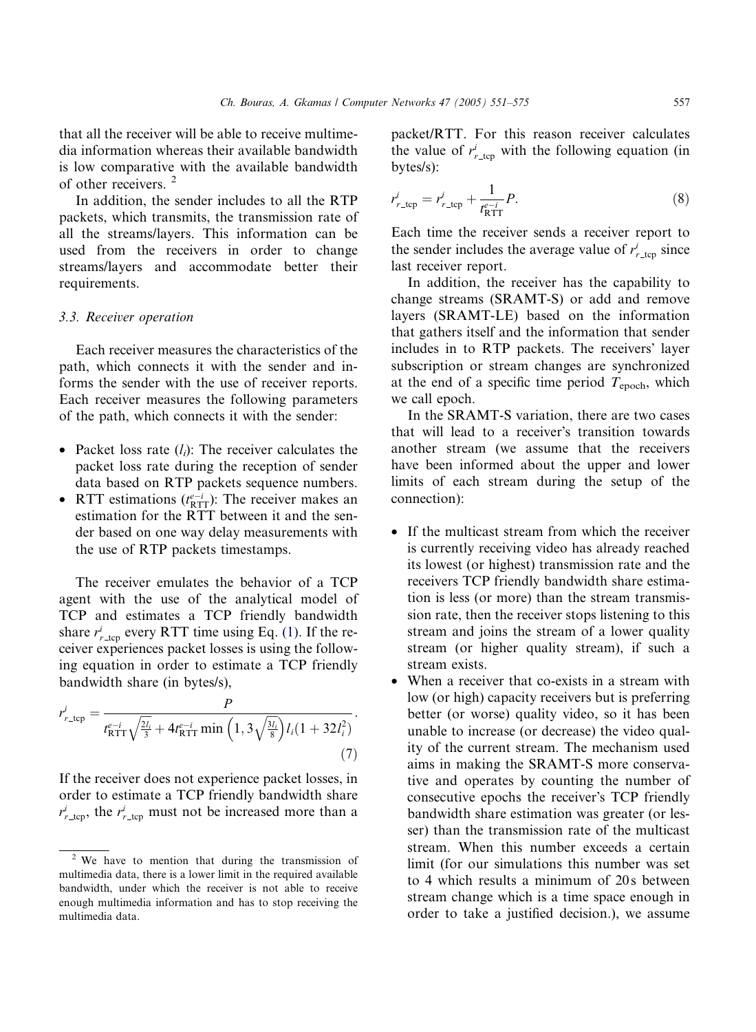that all the receiver will be able to receive multimedia information whereas their available bandwidth is low comparative with the available bandwidth of other receivers. [2]

In addition, the sender includes to all the RTP packets, which transmits, the transmission rate of all the streams/layers. This information can be used from the receivers in order to change streams/layers and accommodate better their requirements.

### 3.3. Receiver operation

Each receiver measures the characteristics of the path, which connects it with the sender and informs the sender with the use of receiver reports. Each receiver measures the following parameters of the path, which connects it with the sender:

- Packet loss rate ($l_i$): The receiver calculates the packet loss rate during the reception of sender data based on RTP packets sequence numbers.
- RTT estimations ($t^{e-i}_{\mathrm{RTT}}$): The receiver makes an estimation for the RTT between it and the sender based on one way delay measurements with the use of RTP packets timestamps.

The receiver emulates the behavior of a TCP agent with the use of the analytical model of TCP and estimates a TCP friendly bandwidth share $r^i_{r\_\mathrm{tcp}}$ every RTT time using Eq. (1). If the receiver experiences packet losses is using the following equation in order to estimate a TCP friendly bandwidth share (in bytes/s),

$$r^i_{r\_\mathrm{tcp}} = \frac{P}{t^{e-i}_{\mathrm{RTT}}\sqrt{\frac{2l_i}{3}} + 4t^{e-i}_{\mathrm{RTT}} \min\left(1, 3\sqrt{\frac{3l_i}{8}}\right) l_i(1+32l_i^2)}. \tag{7}$$

If the receiver does not experience packet losses, in order to estimate a TCP friendly bandwidth share $r^i_{r\_\mathrm{tcp}}$, the $r^i_{r\_\mathrm{tcp}}$ must not be increased more than a packet/RTT. For this reason receiver calculates the value of $r^i_{r\_\mathrm{tcp}}$ with the following equation (in bytes/s):

$$r^i_{r\_\mathrm{tcp}} = r^i_{r\_\mathrm{tcp}} + \frac{1}{t^{e-i}_{\mathrm{RTT}}}P. \tag{8}$$

Each time the receiver sends a receiver report to the sender includes the average value of $r^i_{r\_\mathrm{tcp}}$ since last receiver report.

In addition, the receiver has the capability to change streams (SRAMT-S) or add and remove layers (SRAMT-LE) based on the information that gathers itself and the information that sender includes in to RTP packets. The receivers' layer subscription or stream changes are synchronized at the end of a specific time period $T_{\mathrm{epoch}}$, which we call epoch.

In the SRAMT-S variation, there are two cases that will lead to a receiver's transition towards another stream (we assume that the receivers have been informed about the upper and lower limits of each stream during the setup of the connection):

- If the multicast stream from which the receiver is currently receiving video has already reached its lowest (or highest) transmission rate and the receivers TCP friendly bandwidth share estimation is less (or more) than the stream transmission rate, then the receiver stops listening to this stream and joins the stream of a lower quality stream (or higher quality stream), if such a stream exists.
- When a receiver that co-exists in a stream with low (or high) capacity receivers but is preferring better (or worse) quality video, so it has been unable to increase (or decrease) the video quality of the current stream. The mechanism used aims in making the SRAMT-S more conservative and operates by counting the number of consecutive epochs the receiver's TCP friendly bandwidth share estimation was greater (or lesser) than the transmission rate of the multicast stream. When this number exceeds a certain limit (for our simulations this number was set to 4 which results a minimum of 20 s between stream change which is a time space enough in order to take a justified decision.), we assume

[2] We have to mention that during the transmission of multimedia data, there is a lower limit in the required available bandwidth, under which the receiver is not able to receive enough multimedia information and has to stop receiving the multimedia data.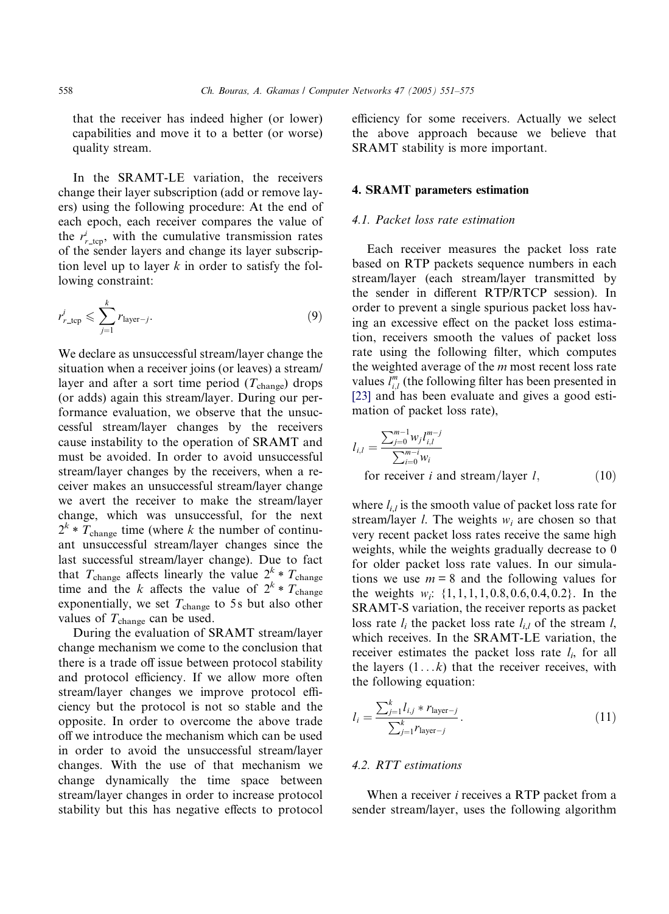that the receiver has indeed higher (or lower) capabilities and move it to a better (or worse) quality stream.

In the SRAMT-LE variation, the receivers change their layer subscription (add or remove layers) using the following procedure: At the end of each epoch, each receiver compares the value of the $r^i_{r\_tcp}$, with the cumulative transmission rates of the sender layers and change its layer subscription level up to layer $k$ in order to satisfy the following constraint:

$$r^i_{r\_tcp} \leqslant \sum_{j=1}^{k} r_{\text{layer}-j}. \tag{9}$$

We declare as unsuccessful stream/layer change the situation when a receiver joins (or leaves) a stream/layer and after a sort time period ($T_{\text{change}}$) drops (or adds) again this stream/layer. During our performance evaluation, we observe that the unsuccessful stream/layer changes by the receivers cause instability to the operation of SRAMT and must be avoided. In order to avoid unsuccessful stream/layer changes by the receivers, when a receiver makes an unsuccessful stream/layer change we avert the receiver to make the stream/layer change, which was unsuccessful, for the next $2^k * T_{\text{change}}$ time (where $k$ the number of continuant unsuccessful stream/layer changes since the last successful stream/layer change). Due to fact that $T_{\text{change}}$ affects linearly the value $2^k * T_{\text{change}}$ time and the $k$ affects the value of $2^k * T_{\text{change}}$ exponentially, we set $T_{\text{change}}$ to 5 s but also other values of $T_{\text{change}}$ can be used.

During the evaluation of SRAMT stream/layer change mechanism we come to the conclusion that there is a trade off issue between protocol stability and protocol efficiency. If we allow more often stream/layer changes we improve protocol efficiency but the protocol is not so stable and the opposite. In order to overcome the above trade off we introduce the mechanism which can be used in order to avoid the unsuccessful stream/layer changes. With the use of that mechanism we change dynamically the time space between stream/layer changes in order to increase protocol stability but this has negative effects to protocol efficiency for some receivers. Actually we select the above approach because we believe that SRAMT stability is more important.

## 4. SRAMT parameters estimation

### 4.1. Packet loss rate estimation

Each receiver measures the packet loss rate based on RTP packets sequence numbers in each stream/layer (each stream/layer transmitted by the sender in different RTP/RTCP session). In order to prevent a single spurious packet loss having an excessive effect on the packet loss estimation, receivers smooth the values of packet loss rate using the following filter, which computes the weighted average of the $m$ most recent loss rate values $l^m_{i,l}$ (the following filter has been presented in [23] and has been evaluate and gives a good estimation of packet loss rate),

$$l_{i,l} = \frac{\sum_{j=0}^{m-1} w_j l^{m-j}_{i,l}}{\sum_{i=0}^{m-i} w_i}$$
$$\text{for receiver } i \text{ and stream/layer } l, \tag{10}$$

where $l_{i,l}$ is the smooth value of packet loss rate for stream/layer $l$. The weights $w_i$ are chosen so that very recent packet loss rates receive the same high weights, while the weights gradually decrease to 0 for older packet loss rate values. In our simulations we use $m = 8$ and the following values for the weights $w_i$: $\{1, 1, 1, 1, 0.8, 0.6, 0.4, 0.2\}$. In the SRAMT-S variation, the receiver reports as packet loss rate $l_i$ the packet loss rate $l_{i,l}$ of the stream $l$, which receives. In the SRAMT-LE variation, the receiver estimates the packet loss rate $l_i$, for all the layers $(1 \ldots k)$ that the receiver receives, with the following equation:

$$l_i = \frac{\sum_{j=1}^{k} l_{i,j} * r_{\text{layer}-j}}{\sum_{j=1}^{k} r_{\text{layer}-j}}. \tag{11}$$

### 4.2. RTT estimations

When a receiver $i$ receives a RTP packet from a sender stream/layer, uses the following algorithm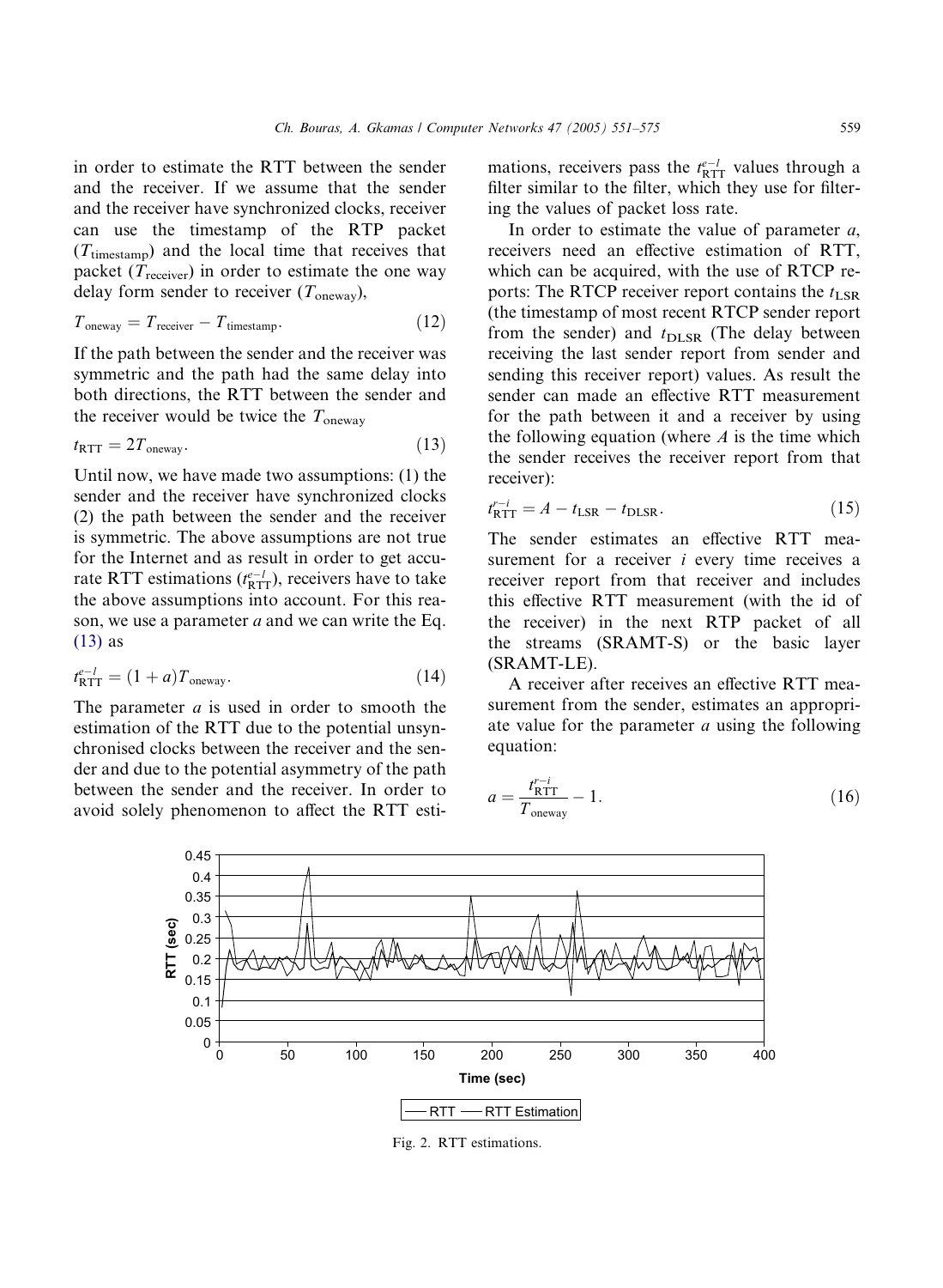in order to estimate the RTT between the sender and the receiver. If we assume that the sender and the receiver have synchronized clocks, receiver can use the timestamp of the RTP packet ($T_{\text{timestamp}}$) and the local time that receives that packet ($T_{\text{receiver}}$) in order to estimate the one way delay form sender to receiver ($T_{\text{oneway}}$),

$$T_{\text{oneway}} = T_{\text{receiver}} - T_{\text{timestamp}}. \tag{12}$$

If the path between the sender and the receiver was symmetric and the path had the same delay into both directions, the RTT between the sender and the receiver would be twice the $T_{\text{oneway}}$

$$t_{\text{RTT}} = 2T_{\text{oneway}}. \tag{13}$$

Until now, we have made two assumptions: (1) the sender and the receiver have synchronized clocks (2) the path between the sender and the receiver is symmetric. The above assumptions are not true for the Internet and as result in order to get accurate RTT estimations ($t_{\text{RTT}}^{e-l}$), receivers have to take the above assumptions into account. For this reason, we use a parameter $a$ and we can write the Eq. (13) as

$$t_{\text{RTT}}^{e-l} = (1 + a)T_{\text{oneway}}. \tag{14}$$

The parameter $a$ is used in order to smooth the estimation of the RTT due to the potential unsynchronised clocks between the receiver and the sender and due to the potential asymmetry of the path between the sender and the receiver. In order to avoid solely phenomenon to affect the RTT estimations, receivers pass the $t_{\text{RTT}}^{e-l}$ values through a filter similar to the filter, which they use for filtering the values of packet loss rate.

In order to estimate the value of parameter $a$, receivers need an effective estimation of RTT, which can be acquired, with the use of RTCP reports: The RTCP receiver report contains the $t_{\text{LSR}}$ (the timestamp of most recent RTCP sender report from the sender) and $t_{\text{DLSR}}$ (The delay between receiving the last sender report from sender and sending this receiver report) values. As result the sender can made an effective RTT measurement for the path between it and a receiver by using the following equation (where $A$ is the time which the sender receives the receiver report from that receiver):

$$t_{\text{RTT}}^{r-i} = A - t_{\text{LSR}} - t_{\text{DLSR}}. \tag{15}$$

The sender estimates an effective RTT measurement for a receiver $i$ every time receives a receiver report from that receiver and includes this effective RTT measurement (with the id of the receiver) in the next RTP packet of all the streams (SRAMT-S) or the basic layer (SRAMT-LE).

A receiver after receives an effective RTT measurement from the sender, estimates an appropriate value for the parameter $a$ using the following equation:

$$a = \frac{t_{\text{RTT}}^{r-i}}{T_{\text{oneway}}} - 1. \tag{16}$$

Fig. 2. RTT estimations.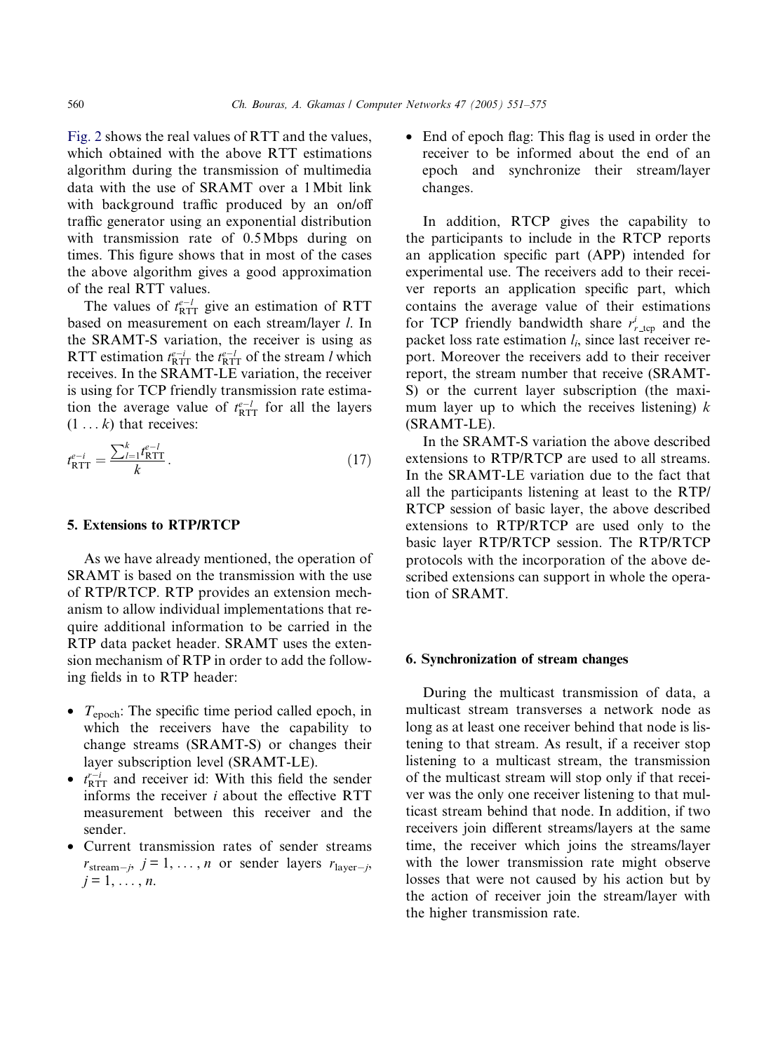Fig. 2 shows the real values of RTT and the values, which obtained with the above RTT estimations algorithm during the transmission of multimedia data with the use of SRAMT over a 1 Mbit link with background traffic produced by an on/off traffic generator using an exponential distribution with transmission rate of 0.5 Mbps during on times. This figure shows that in most of the cases the above algorithm gives a good approximation of the real RTT values.

The values of $t_{\mathrm{RTT}}^{e-l}$ give an estimation of RTT based on measurement on each stream/layer $l$. In the SRAMT-S variation, the receiver is using as RTT estimation $t_{\mathrm{RTT}}^{e-i}$ the $t_{\mathrm{RTT}}^{e-l}$ of the stream $l$ which receives. In the SRAMT-LE variation, the receiver is using for TCP friendly transmission rate estimation the average value of $t_{\mathrm{RTT}}^{e-l}$ for all the layers $(1 \ldots k)$ that receives:

$$t_{\mathrm{RTT}}^{e-i} = \frac{\sum_{l=1}^{k} t_{\mathrm{RTT}}^{e-l}}{k}. \tag{17}$$

## 5. Extensions to RTP/RTCP

As we have already mentioned, the operation of SRAMT is based on the transmission with the use of RTP/RTCP. RTP provides an extension mechanism to allow individual implementations that require additional information to be carried in the RTP data packet header. SRAMT uses the extension mechanism of RTP in order to add the following fields in to RTP header:

- $T_{\mathrm{epoch}}$: The specific time period called epoch, in which the receivers have the capability to change streams (SRAMT-S) or changes their layer subscription level (SRAMT-LE).
- $t_{\mathrm{RTT}}^{r-i}$ and receiver id: With this field the sender informs the receiver $i$ about the effective RTT measurement between this receiver and the sender.
- Current transmission rates of sender streams $r_{\mathrm{stream}-j}$, $j = 1, \ldots, n$ or sender layers $r_{\mathrm{layer}-j}$, $j = 1, \ldots, n$.
- End of epoch flag: This flag is used in order the receiver to be informed about the end of an epoch and synchronize their stream/layer changes.

In addition, RTCP gives the capability to the participants to include in the RTCP reports an application specific part (APP) intended for experimental use. The receivers add to their receiver reports an application specific part, which contains the average value of their estimations for TCP friendly bandwidth share $r_{r\_\mathrm{tcp}}^{i}$ and the packet loss rate estimation $l_i$, since last receiver report. Moreover the receivers add to their receiver report, the stream number that receive (SRAMT-S) or the current layer subscription (the maximum layer up to which the receives listening) $k$ (SRAMT-LE).

In the SRAMT-S variation the above described extensions to RTP/RTCP are used to all streams. In the SRAMT-LE variation due to the fact that all the participants listening at least to the RTP/RTCP session of basic layer, the above described extensions to RTP/RTCP are used only to the basic layer RTP/RTCP session. The RTP/RTCP protocols with the incorporation of the above described extensions can support in whole the operation of SRAMT.

## 6. Synchronization of stream changes

During the multicast transmission of data, a multicast stream transverses a network node as long as at least one receiver behind that node is listening to that stream. As result, if a receiver stop listening to a multicast stream, the transmission of the multicast stream will stop only if that receiver was the only one receiver listening to that multicast stream behind that node. In addition, if two receivers join different streams/layers at the same time, the receiver which joins the streams/layer with the lower transmission rate might observe losses that were not caused by his action but by the action of receiver join the stream/layer with the higher transmission rate.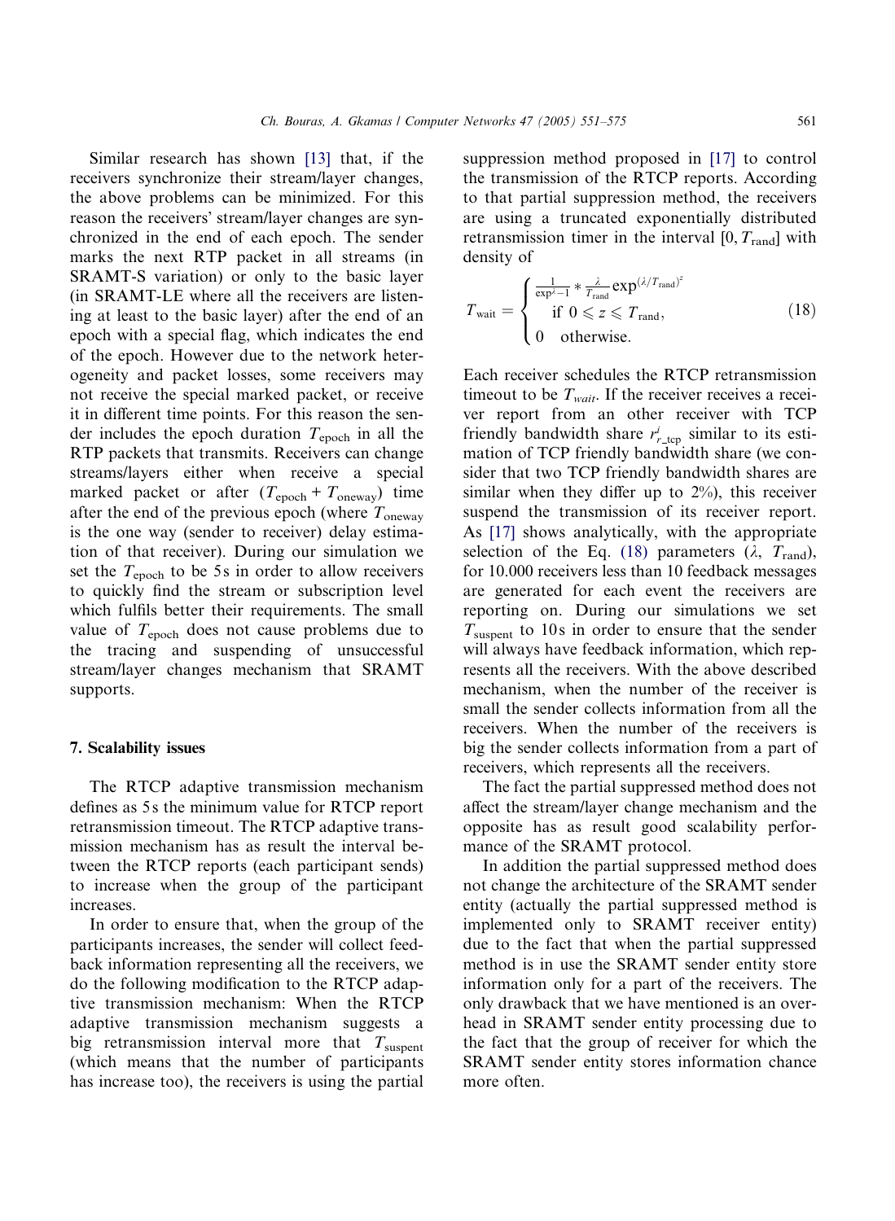Similar research has shown [13] that, if the receivers synchronize their stream/layer changes, the above problems can be minimized. For this reason the receivers' stream/layer changes are synchronized in the end of each epoch. The sender marks the next RTP packet in all streams (in SRAMT-S variation) or only to the basic layer (in SRAMT-LE where all the receivers are listening at least to the basic layer) after the end of an epoch with a special flag, which indicates the end of the epoch. However due to the network heterogeneity and packet losses, some receivers may not receive the special marked packet, or receive it in different time points. For this reason the sender includes the epoch duration $T_{\text{epoch}}$ in all the RTP packets that transmits. Receivers can change streams/layers either when receive a special marked packet or after ($T_{\text{epoch}} + T_{\text{oneway}}$) time after the end of the previous epoch (where $T_{\text{oneway}}$ is the one way (sender to receiver) delay estimation of that receiver). During our simulation we set the $T_{\text{epoch}}$ to be 5s in order to allow receivers to quickly find the stream or subscription level which fulfils better their requirements. The small value of $T_{\text{epoch}}$ does not cause problems due to the tracing and suspending of unsuccessful stream/layer changes mechanism that SRAMT supports.

## 7. Scalability issues

The RTCP adaptive transmission mechanism defines as 5s the minimum value for RTCP report retransmission timeout. The RTCP adaptive transmission mechanism has as result the interval between the RTCP reports (each participant sends) to increase when the group of the participant increases.

In order to ensure that, when the group of the participants increases, the sender will collect feedback information representing all the receivers, we do the following modification to the RTCP adaptive transmission mechanism: When the RTCP adaptive transmission mechanism suggests a big retransmission interval more that $T_{\text{suspent}}$ (which means that the number of participants has increase too), the receivers is using the partial suppression method proposed in [17] to control the transmission of the RTCP reports. According to that partial suppression method, the receivers are using a truncated exponentially distributed retransmission timer in the interval $[0, T_{\text{rand}}]$ with density of

$$T_{\text{wait}} = \begin{cases} \frac{1}{\exp^{\lambda} - 1} * \frac{\lambda}{T_{\text{rand}}} \exp^{(\lambda/T_{\text{rand}})^{z}} \\ \quad \text{if } 0 \leqslant z \leqslant T_{\text{rand}}, \\ 0 \quad \text{otherwise.} \end{cases} \tag{18}$$

Each receiver schedules the RTCP retransmission timeout to be $T_{wait}$. If the receiver receives a receiver report from an other receiver with TCP friendly bandwidth share $r^{i}_{r\_\text{tcp}}$ similar to its estimation of TCP friendly bandwidth share (we consider that two TCP friendly bandwidth shares are similar when they differ up to 2%), this receiver suspend the transmission of its receiver report. As [17] shows analytically, with the appropriate selection of the Eq. (18) parameters ($\lambda$, $T_{\text{rand}}$), for 10.000 receivers less than 10 feedback messages are generated for each event the receivers are reporting on. During our simulations we set $T_{\text{suspent}}$ to 10s in order to ensure that the sender will always have feedback information, which represents all the receivers. With the above described mechanism, when the number of the receiver is small the sender collects information from all the receivers. When the number of the receivers is big the sender collects information from a part of receivers, which represents all the receivers.

The fact the partial suppressed method does not affect the stream/layer change mechanism and the opposite has as result good scalability performance of the SRAMT protocol.

In addition the partial suppressed method does not change the architecture of the SRAMT sender entity (actually the partial suppressed method is implemented only to SRAMT receiver entity) due to the fact that when the partial suppressed method is in use the SRAMT sender entity store information only for a part of the receivers. The only drawback that we have mentioned is an overhead in SRAMT sender entity processing due to the fact that the group of receiver for which the SRAMT sender entity stores information chance more often.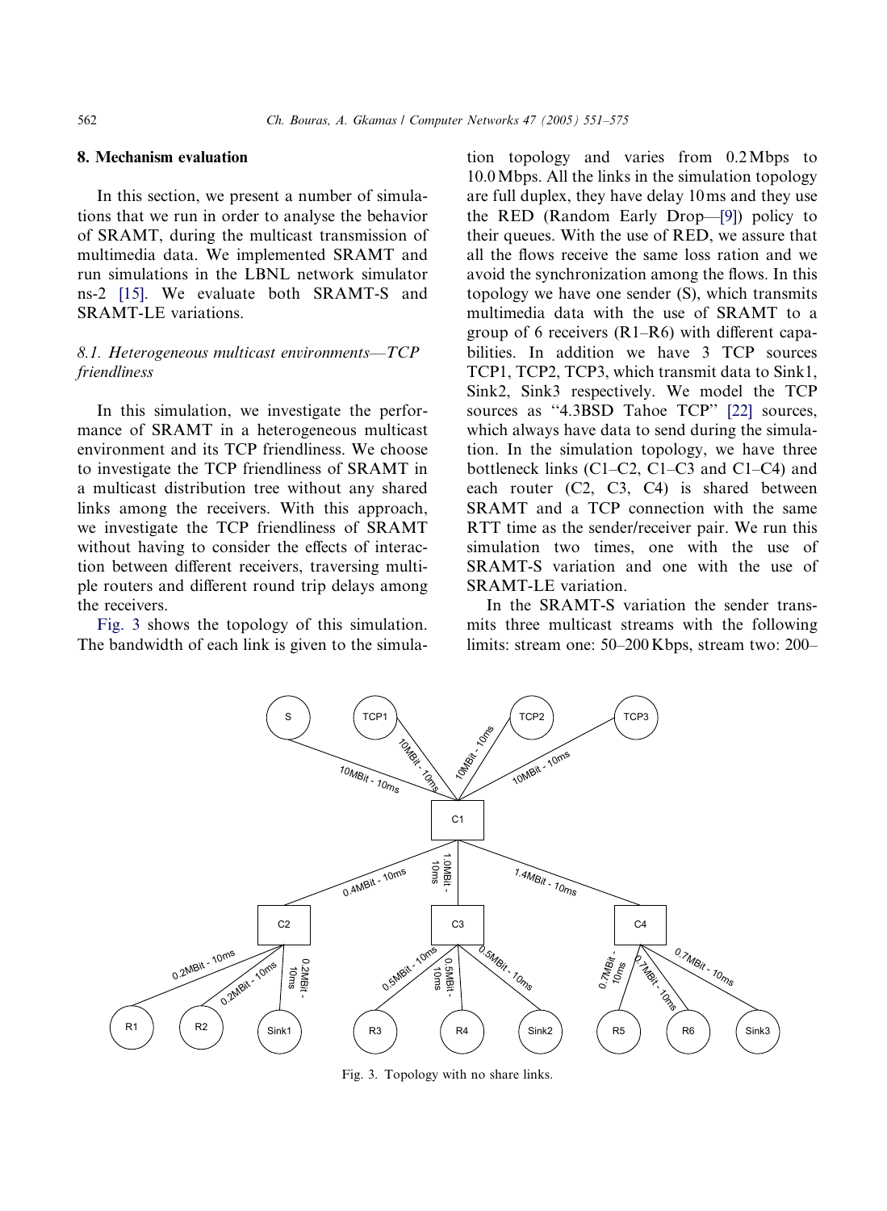## 8. Mechanism evaluation

In this section, we present a number of simulations that we run in order to analyse the behavior of SRAMT, during the multicast transmission of multimedia data. We implemented SRAMT and run simulations in the LBNL network simulator ns-2 [15]. We evaluate both SRAMT-S and SRAMT-LE variations.

### 8.1. Heterogeneous multicast environments—TCP friendliness

In this simulation, we investigate the performance of SRAMT in a heterogeneous multicast environment and its TCP friendliness. We choose to investigate the TCP friendliness of SRAMT in a multicast distribution tree without any shared links among the receivers. With this approach, we investigate the TCP friendliness of SRAMT without having to consider the effects of interaction between different receivers, traversing multiple routers and different round trip delays among the receivers.

Fig. 3 shows the topology of this simulation. The bandwidth of each link is given to the simulation topology and varies from 0.2 Mbps to 10.0 Mbps. All the links in the simulation topology are full duplex, they have delay 10 ms and they use the RED (Random Early Drop—[9]) policy to their queues. With the use of RED, we assure that all the flows receive the same loss ration and we avoid the synchronization among the flows. In this topology we have one sender (S), which transmits multimedia data with the use of SRAMT to a group of 6 receivers (R1–R6) with different capabilities. In addition we have 3 TCP sources TCP1, TCP2, TCP3, which transmit data to Sink1, Sink2, Sink3 respectively. We model the TCP sources as "4.3BSD Tahoe TCP" [22] sources, which always have data to send during the simulation. In the simulation topology, we have three bottleneck links (C1–C2, C1–C3 and C1–C4) and each router (C2, C3, C4) is shared between SRAMT and a TCP connection with the same RTT time as the sender/receiver pair. We run this simulation two times, one with the use of SRAMT-S variation and one with the use of SRAMT-LE variation.

In the SRAMT-S variation the sender transmits three multicast streams with the following limits: stream one: 50–200 Kbps, stream two: 200–

Fig. 3. Topology with no share links.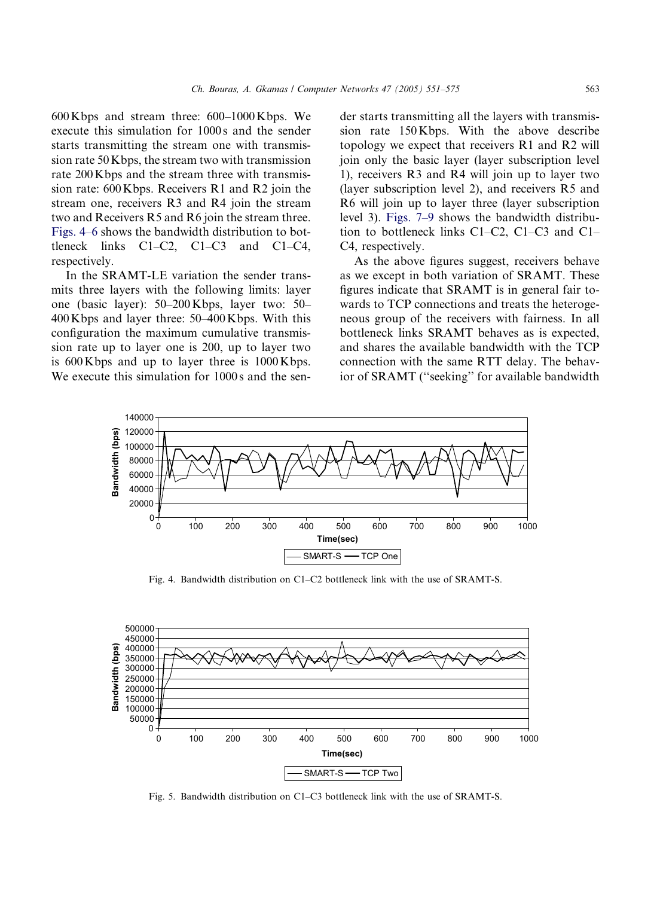600 Kbps and stream three: 600–1000 Kbps. We execute this simulation for 1000 s and the sender starts transmitting the stream one with transmission rate 50 Kbps, the stream two with transmission rate 200 Kbps and the stream three with transmission rate: 600 Kbps. Receivers R1 and R2 join the stream one, receivers R3 and R4 join the stream two and Receivers R5 and R6 join the stream three. Figs. 4–6 shows the bandwidth distribution to bottleneck links C1–C2, C1–C3 and C1–C4, respectively.

In the SRAMT-LE variation the sender transmits three layers with the following limits: layer one (basic layer): 50–200 Kbps, layer two: 50–400 Kbps and layer three: 50–400 Kbps. With this configuration the maximum cumulative transmission rate up to layer one is 200, up to layer two is 600 Kbps and up to layer three is 1000 Kbps. We execute this simulation for 1000 s and the sender starts transmitting all the layers with transmission rate 150 Kbps. With the above describe topology we expect that receivers R1 and R2 will join only the basic layer (layer subscription level 1), receivers R3 and R4 will join up to layer two (layer subscription level 2), and receivers R5 and R6 will join up to layer three (layer subscription level 3). Figs. 7–9 shows the bandwidth distribution to bottleneck links C1–C2, C1–C3 and C1–C4, respectively.

As the above figures suggest, receivers behave as we except in both variation of SRAMT. These figures indicate that SRAMT is in general fair towards to TCP connections and treats the heterogeneous group of the receivers with fairness. In all bottleneck links SRAMT behaves as is expected, and shares the available bandwidth with the TCP connection with the same RTT delay. The behavior of SRAMT (''seeking'' for available bandwidth

Fig. 4. Bandwidth distribution on C1–C2 bottleneck link with the use of SRAMT-S.

Fig. 5. Bandwidth distribution on C1–C3 bottleneck link with the use of SRAMT-S.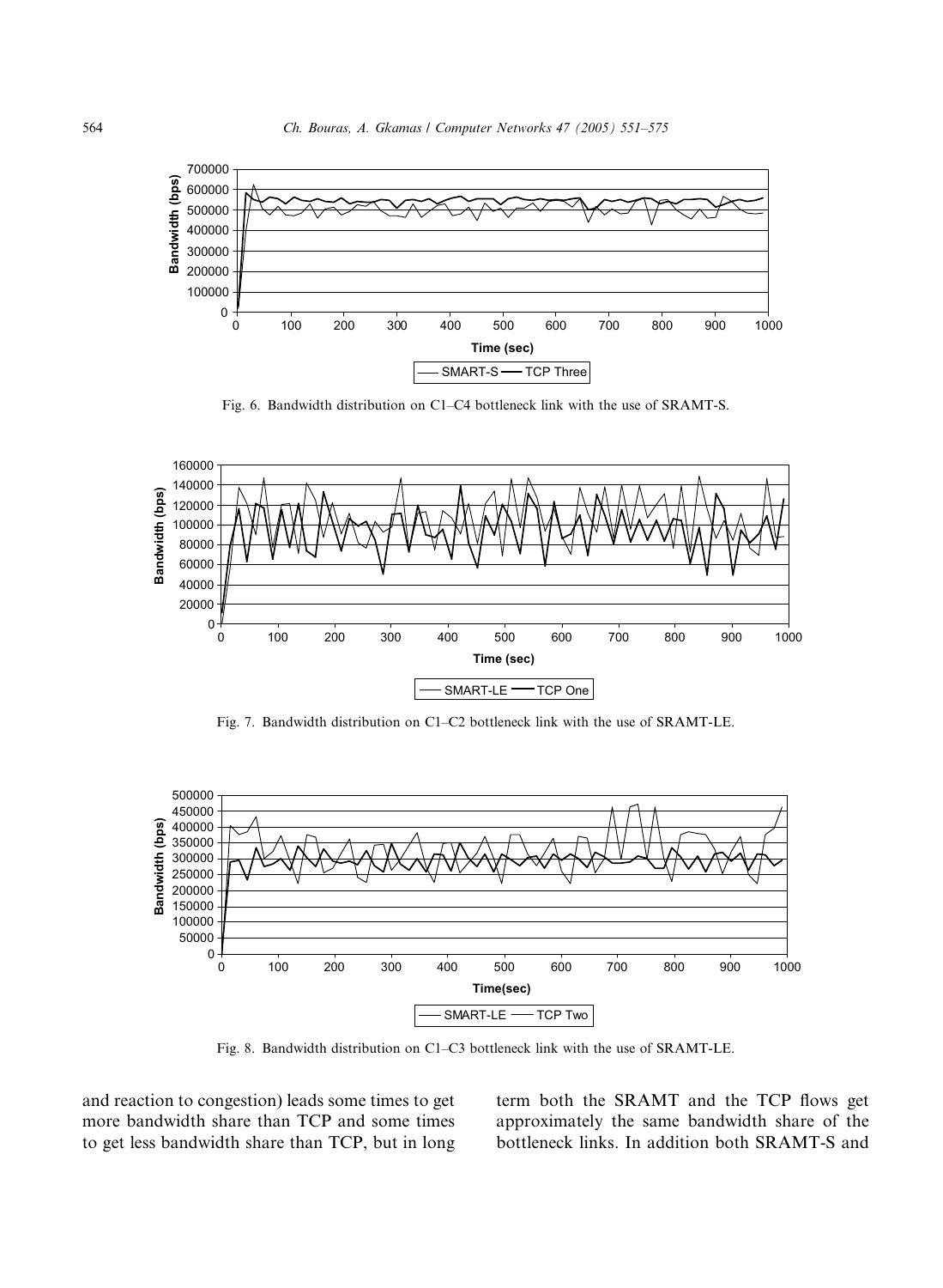Fig. 6. Bandwidth distribution on C1–C4 bottleneck link with the use of SRAMT-S.

Fig. 7. Bandwidth distribution on C1–C2 bottleneck link with the use of SRAMT-LE.

Fig. 8. Bandwidth distribution on C1–C3 bottleneck link with the use of SRAMT-LE.

and reaction to congestion) leads some times to get more bandwidth share than TCP and some times to get less bandwidth share than TCP, but in long term both the SRAMT and the TCP flows get approximately the same bandwidth share of the bottleneck links. In addition both SRAMT-S and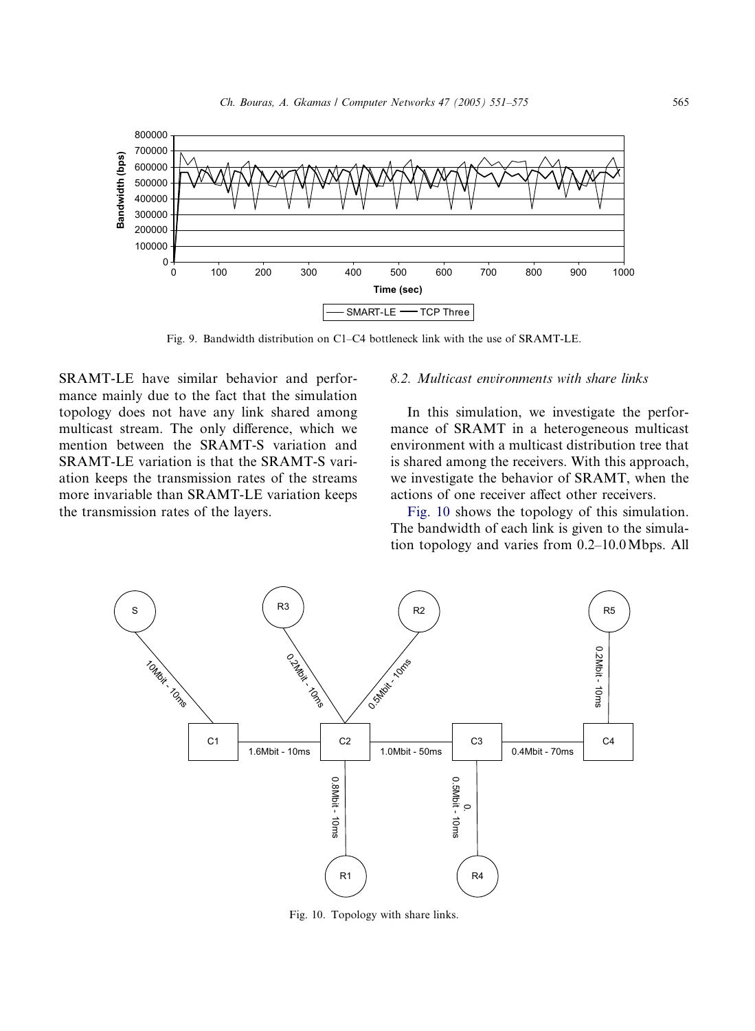Fig. 9. Bandwidth distribution on C1–C4 bottleneck link with the use of SRAMT-LE.

SRAMT-LE have similar behavior and performance mainly due to the fact that the simulation topology does not have any link shared among multicast stream. The only difference, which we mention between the SRAMT-S variation and SRAMT-LE variation is that the SRAMT-S variation keeps the transmission rates of the streams more invariable than SRAMT-LE variation keeps the transmission rates of the layers.

### *8.2. Multicast environments with share links*

In this simulation, we investigate the performance of SRAMT in a heterogeneous multicast environment with a multicast distribution tree that is shared among the receivers. With this approach, we investigate the behavior of SRAMT, when the actions of one receiver affect other receivers.

Fig. 10 shows the topology of this simulation. The bandwidth of each link is given to the simulation topology and varies from 0.2–10.0 Mbps. All

Fig. 10. Topology with share links.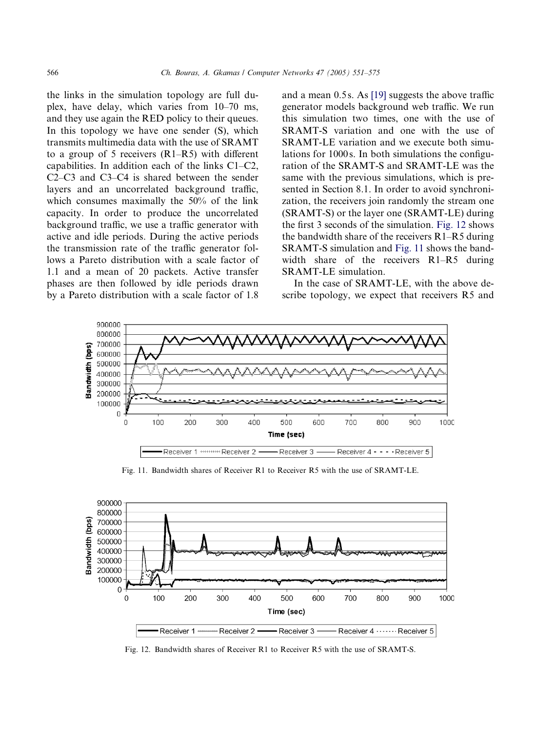the links in the simulation topology are full duplex, have delay, which varies from 10–70 ms, and they use again the RED policy to their queues. In this topology we have one sender (S), which transmits multimedia data with the use of SRAMT to a group of 5 receivers (R1–R5) with different capabilities. In addition each of the links C1–C2, C2–C3 and C3–C4 is shared between the sender layers and an uncorrelated background traffic, which consumes maximally the 50% of the link capacity. In order to produce the uncorrelated background traffic, we use a traffic generator with active and idle periods. During the active periods the transmission rate of the traffic generator follows a Pareto distribution with a scale factor of 1.1 and a mean of 20 packets. Active transfer phases are then followed by idle periods drawn by a Pareto distribution with a scale factor of 1.8 and a mean 0.5 s. As [19] suggests the above traffic generator models background web traffic. We run this simulation two times, one with the use of SRAMT-S variation and one with the use of SRAMT-LE variation and we execute both simulations for 1000 s. In both simulations the configuration of the SRAMT-S and SRAMT-LE was the same with the previous simulations, which is presented in Section 8.1. In order to avoid synchronization, the receivers join randomly the stream one (SRAMT-S) or the layer one (SRAMT-LE) during the first 3 seconds of the simulation. Fig. 12 shows the bandwidth share of the receivers R1–R5 during SRAMT-S simulation and Fig. 11 shows the bandwidth share of the receivers R1–R5 during SRAMT-LE simulation.

In the case of SRAMT-LE, with the above describe topology, we expect that receivers R5 and

Fig. 11. Bandwidth shares of Receiver R1 to Receiver R5 with the use of SRAMT-LE.

Fig. 12. Bandwidth shares of Receiver R1 to Receiver R5 with the use of SRAMT-S.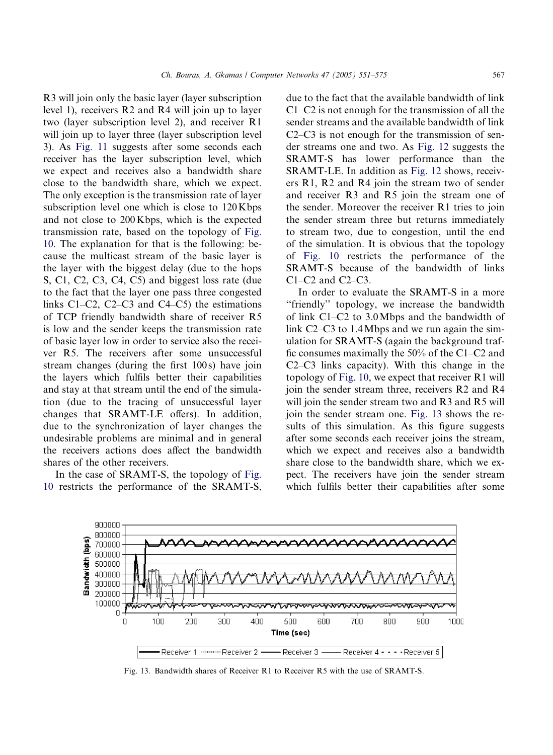R3 will join only the basic layer (layer subscription level 1), receivers R2 and R4 will join up to layer two (layer subscription level 2), and receiver R1 will join up to layer three (layer subscription level 3). As Fig. 11 suggests after some seconds each receiver has the layer subscription level, which we expect and receives also a bandwidth share close to the bandwidth share, which we expect. The only exception is the transmission rate of layer subscription level one which is close to 120 Kbps and not close to 200 Kbps, which is the expected transmission rate, based on the topology of Fig. 10. The explanation for that is the following: because the multicast stream of the basic layer is the layer with the biggest delay (due to the hops S, C1, C2, C3, C4, C5) and biggest loss rate (due to the fact that the layer one pass three congested links C1–C2, C2–C3 and C4–C5) the estimations of TCP friendly bandwidth share of receiver R5 is low and the sender keeps the transmission rate of basic layer low in order to service also the receiver R5. The receivers after some unsuccessful stream changes (during the first 100 s) have join the layers which fulfils better their capabilities and stay at that stream until the end of the simulation (due to the tracing of unsuccessful layer changes that SRAMT-LE offers). In addition, due to the synchronization of layer changes the undesirable problems are minimal and in general the receivers actions does affect the bandwidth shares of the other receivers.

In the case of SRAMT-S, the topology of Fig. 10 restricts the performance of the SRAMT-S, due to the fact that the available bandwidth of link C1–C2 is not enough for the transmission of all the sender streams and the available bandwidth of link C2–C3 is not enough for the transmission of sender streams one and two. As Fig. 12 suggests the SRAMT-S has lower performance than the SRAMT-LE. In addition as Fig. 12 shows, receivers R1, R2 and R4 join the stream two of sender and receiver R3 and R5 join the stream one of the sender. Moreover the receiver R1 tries to join the sender stream three but returns immediately to stream two, due to congestion, until the end of the simulation. It is obvious that the topology of Fig. 10 restricts the performance of the SRAMT-S because of the bandwidth of links C1–C2 and C2–C3.

In order to evaluate the SRAMT-S in a more "friendly" topology, we increase the bandwidth of link C1–C2 to 3.0 Mbps and the bandwidth of link C2–C3 to 1.4 Mbps and we run again the simulation for SRAMT-S (again the background traffic consumes maximally the 50% of the C1–C2 and C2–C3 links capacity). With this change in the topology of Fig. 10, we expect that receiver R1 will join the sender stream three, receivers R2 and R4 will join the sender stream two and R3 and R5 will join the sender stream one. Fig. 13 shows the results of this simulation. As this figure suggests after some seconds each receiver joins the stream, which we expect and receives also a bandwidth share close to the bandwidth share, which we expect. The receivers have join the sender stream which fulfils better their capabilities after some

Fig. 13. Bandwidth shares of Receiver R1 to Receiver R5 with the use of SRAMT-S.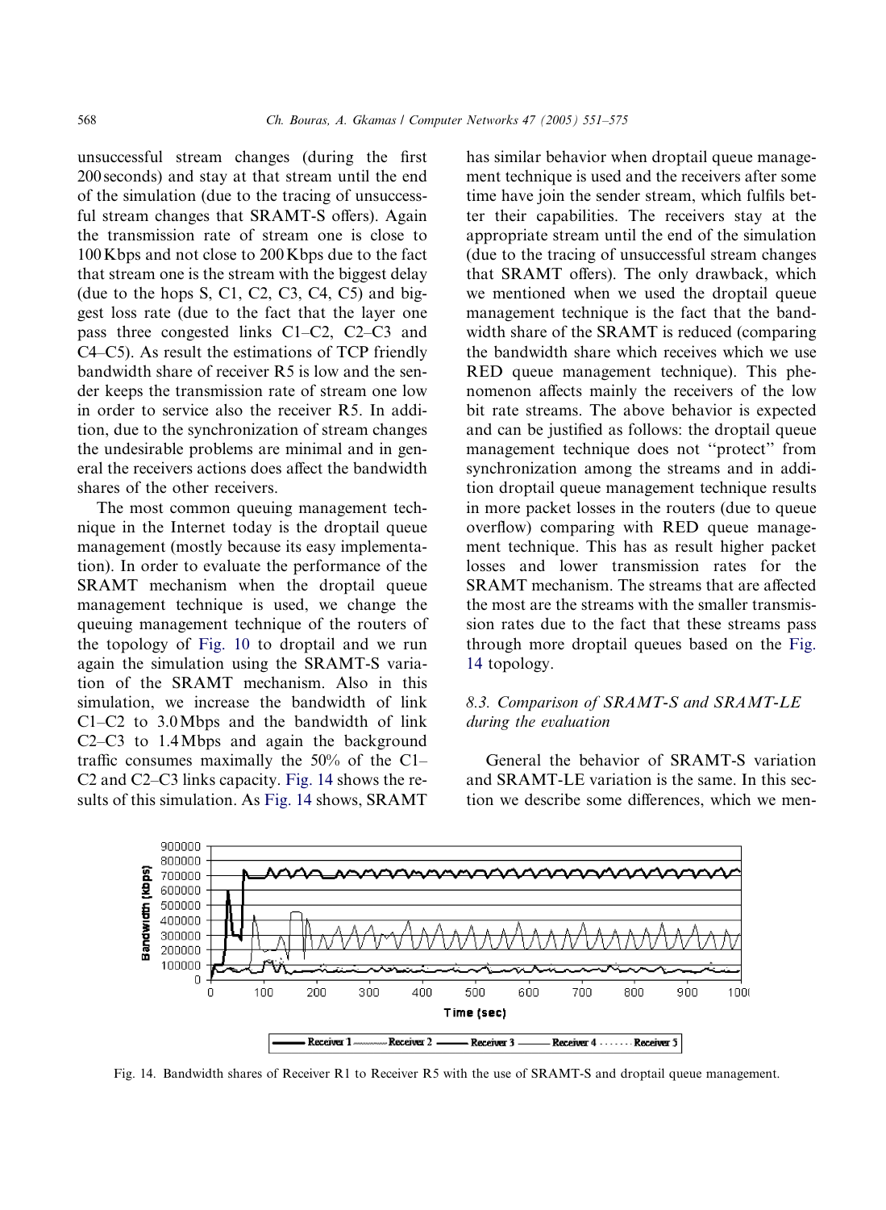unsuccessful stream changes (during the first 200 seconds) and stay at that stream until the end of the simulation (due to the tracing of unsuccessful stream changes that SRAMT-S offers). Again the transmission rate of stream one is close to 100 Kbps and not close to 200 Kbps due to the fact that stream one is the stream with the biggest delay (due to the hops S, C1, C2, C3, C4, C5) and biggest loss rate (due to the fact that the layer one pass three congested links C1–C2, C2–C3 and C4–C5). As result the estimations of TCP friendly bandwidth share of receiver R5 is low and the sender keeps the transmission rate of stream one low in order to service also the receiver R5. In addition, due to the synchronization of stream changes the undesirable problems are minimal and in general the receivers actions does affect the bandwidth shares of the other receivers.

The most common queuing management technique in the Internet today is the droptail queue management (mostly because its easy implementation). In order to evaluate the performance of the SRAMT mechanism when the droptail queue management technique is used, we change the queuing management technique of the routers of the topology of Fig. 10 to droptail and we run again the simulation using the SRAMT-S variation of the SRAMT mechanism. Also in this simulation, we increase the bandwidth of link C1–C2 to 3.0 Mbps and the bandwidth of link C2–C3 to 1.4 Mbps and again the background traffic consumes maximally the 50% of the C1–C2 and C2–C3 links capacity. Fig. 14 shows the results of this simulation. As Fig. 14 shows, SRAMT has similar behavior when droptail queue management technique is used and the receivers after some time have join the sender stream, which fulfils better their capabilities. The receivers stay at the appropriate stream until the end of the simulation (due to the tracing of unsuccessful stream changes that SRAMT offers). The only drawback, which we mentioned when we used the droptail queue management technique is the fact that the bandwidth share of the SRAMT is reduced (comparing the bandwidth share which receives which we use RED queue management technique). This phenomenon affects mainly the receivers of the low bit rate streams. The above behavior is expected and can be justified as follows: the droptail queue management technique does not "protect" from synchronization among the streams and in addition droptail queue management technique results in more packet losses in the routers (due to queue overflow) comparing with RED queue management technique. This has as result higher packet losses and lower transmission rates for the SRAMT mechanism. The streams that are affected the most are the streams with the smaller transmission rates due to the fact that these streams pass through more droptail queues based on the Fig. 14 topology.

### 8.3. Comparison of SRAMT-S and SRAMT-LE during the evaluation

General the behavior of SRAMT-S variation and SRAMT-LE variation is the same. In this section we describe some differences, which we men-

Fig. 14. Bandwidth shares of Receiver R1 to Receiver R5 with the use of SRAMT-S and droptail queue management.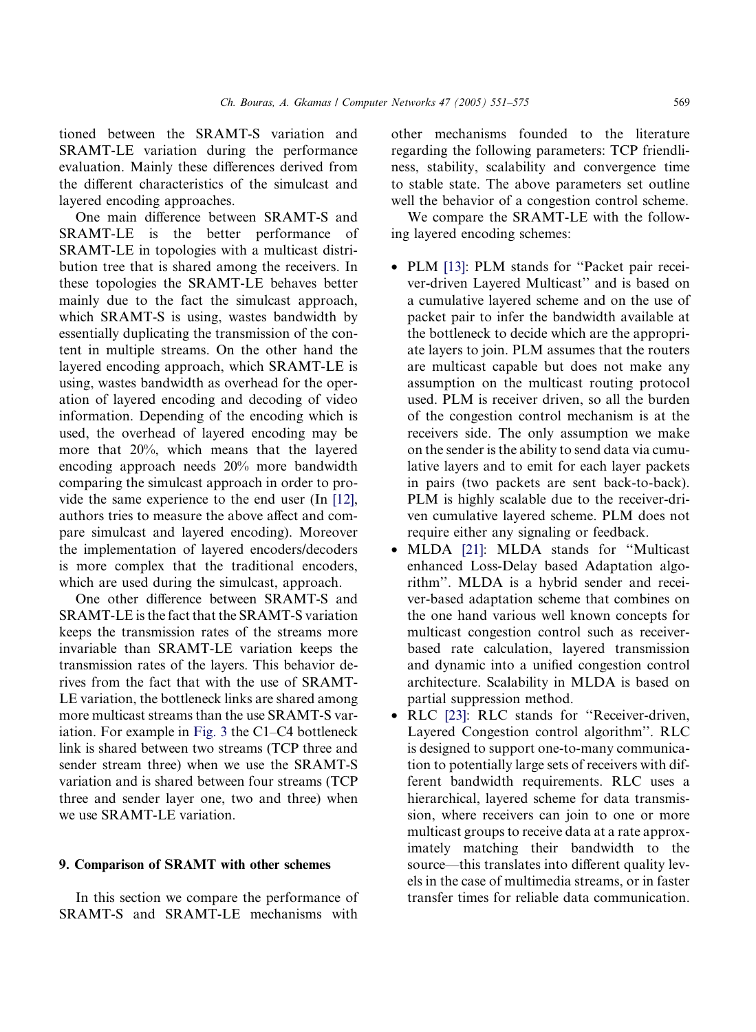tioned between the SRAMT-S variation and SRAMT-LE variation during the performance evaluation. Mainly these differences derived from the different characteristics of the simulcast and layered encoding approaches.

One main difference between SRAMT-S and SRAMT-LE is the better performance of SRAMT-LE in topologies with a multicast distribution tree that is shared among the receivers. In these topologies the SRAMT-LE behaves better mainly due to the fact the simulcast approach, which SRAMT-S is using, wastes bandwidth by essentially duplicating the transmission of the content in multiple streams. On the other hand the layered encoding approach, which SRAMT-LE is using, wastes bandwidth as overhead for the operation of layered encoding and decoding of video information. Depending of the encoding which is used, the overhead of layered encoding may be more that 20%, which means that the layered encoding approach needs 20% more bandwidth comparing the simulcast approach in order to provide the same experience to the end user (In [12], authors tries to measure the above affect and compare simulcast and layered encoding). Moreover the implementation of layered encoders/decoders is more complex that the traditional encoders, which are used during the simulcast, approach.

One other difference between SRAMT-S and SRAMT-LE is the fact that the SRAMT-S variation keeps the transmission rates of the streams more invariable than SRAMT-LE variation keeps the transmission rates of the layers. This behavior derives from the fact that with the use of SRAMT-LE variation, the bottleneck links are shared among more multicast streams than the use SRAMT-S variation. For example in Fig. 3 the C1–C4 bottleneck link is shared between two streams (TCP three and sender stream three) when we use the SRAMT-S variation and is shared between four streams (TCP three and sender layer one, two and three) when we use SRAMT-LE variation.

## 9. Comparison of SRAMT with other schemes

In this section we compare the performance of SRAMT-S and SRAMT-LE mechanisms with other mechanisms founded to the literature regarding the following parameters: TCP friendliness, stability, scalability and convergence time to stable state. The above parameters set outline well the behavior of a congestion control scheme.

We compare the SRAMT-LE with the following layered encoding schemes:

- PLM [13]: PLM stands for ''Packet pair receiver-driven Layered Multicast'' and is based on a cumulative layered scheme and on the use of packet pair to infer the bandwidth available at the bottleneck to decide which are the appropriate layers to join. PLM assumes that the routers are multicast capable but does not make any assumption on the multicast routing protocol used. PLM is receiver driven, so all the burden of the congestion control mechanism is at the receivers side. The only assumption we make on the sender is the ability to send data via cumulative layers and to emit for each layer packets in pairs (two packets are sent back-to-back). PLM is highly scalable due to the receiver-driven cumulative layered scheme. PLM does not require either any signaling or feedback.
- MLDA [21]: MLDA stands for ''Multicast enhanced Loss-Delay based Adaptation algorithm''. MLDA is a hybrid sender and receiver-based adaptation scheme that combines on the one hand various well known concepts for multicast congestion control such as receiver-based rate calculation, layered transmission and dynamic into a unified congestion control architecture. Scalability in MLDA is based on partial suppression method.
- RLC [23]: RLC stands for ''Receiver-driven, Layered Congestion control algorithm''. RLC is designed to support one-to-many communication to potentially large sets of receivers with different bandwidth requirements. RLC uses a hierarchical, layered scheme for data transmission, where receivers can join to one or more multicast groups to receive data at a rate approximately matching their bandwidth to the source—this translates into different quality levels in the case of multimedia streams, or in faster transfer times for reliable data communication.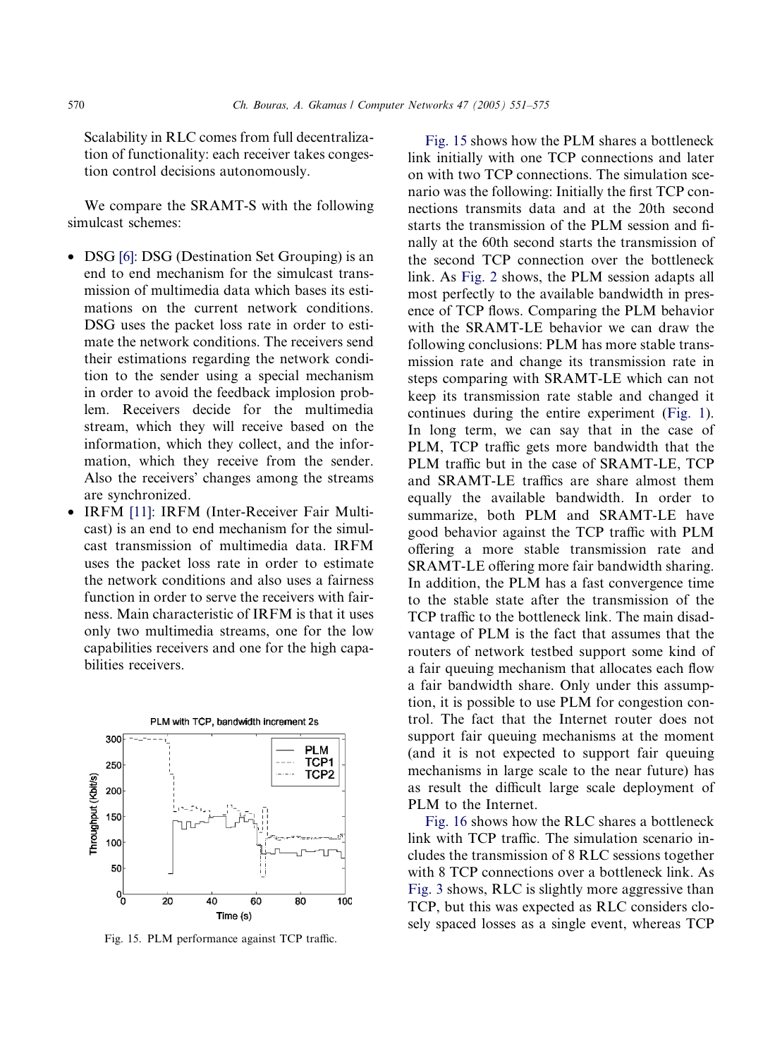Scalability in RLC comes from full decentralization of functionality: each receiver takes congestion control decisions autonomously.

We compare the SRAMT-S with the following simulcast schemes:

- DSG [6]: DSG (Destination Set Grouping) is an end to end mechanism for the simulcast transmission of multimedia data which bases its estimations on the current network conditions. DSG uses the packet loss rate in order to estimate the network conditions. The receivers send their estimations regarding the network condition to the sender using a special mechanism in order to avoid the feedback implosion problem. Receivers decide for the multimedia stream, which they will receive based on the information, which they collect, and the information, which they receive from the sender. Also the receivers' changes among the streams are synchronized.
- IRFM [11]: IRFM (Inter-Receiver Fair Multicast) is an end to end mechanism for the simulcast transmission of multimedia data. IRFM uses the packet loss rate in order to estimate the network conditions and also uses a fairness function in order to serve the receivers with fairness. Main characteristic of IRFM is that it uses only two multimedia streams, one for the low capabilities receivers and one for the high capabilities receivers.

PLM with TCP, bandwidth increment 2s

Throughput (Kbit/s)

Time (s)

PLM
TCP1
TCP2

0 50 100 150 200 250 300

0 20 40 60 80 100

Fig. 15. PLM performance against TCP traffic.

Fig. 15 shows how the PLM shares a bottleneck link initially with one TCP connections and later on with two TCP connections. The simulation scenario was the following: Initially the first TCP connections transmits data and at the 20th second starts the transmission of the PLM session and finally at the 60th second starts the transmission of the second TCP connection over the bottleneck link. As Fig. 2 shows, the PLM session adapts all most perfectly to the available bandwidth in presence of TCP flows. Comparing the PLM behavior with the SRAMT-LE behavior we can draw the following conclusions: PLM has more stable transmission rate and change its transmission rate in steps comparing with SRAMT-LE which can not keep its transmission rate stable and changed it continues during the entire experiment (Fig. 1). In long term, we can say that in the case of PLM, TCP traffic gets more bandwidth that the PLM traffic but in the case of SRAMT-LE, TCP and SRAMT-LE traffics are share almost them equally the available bandwidth. In order to summarize, both PLM and SRAMT-LE have good behavior against the TCP traffic with PLM offering a more stable transmission rate and SRAMT-LE offering more fair bandwidth sharing. In addition, the PLM has a fast convergence time to the stable state after the transmission of the TCP traffic to the bottleneck link. The main disadvantage of PLM is the fact that assumes that the routers of network testbed support some kind of a fair queuing mechanism that allocates each flow a fair bandwidth share. Only under this assumption, it is possible to use PLM for congestion control. The fact that the Internet router does not support fair queuing mechanisms at the moment (and it is not expected to support fair queuing mechanisms in large scale to the near future) has as result the difficult large scale deployment of PLM to the Internet.

Fig. 16 shows how the RLC shares a bottleneck link with TCP traffic. The simulation scenario includes the transmission of 8 RLC sessions together with 8 TCP connections over a bottleneck link. As Fig. 3 shows, RLC is slightly more aggressive than TCP, but this was expected as RLC considers closely spaced losses as a single event, whereas TCP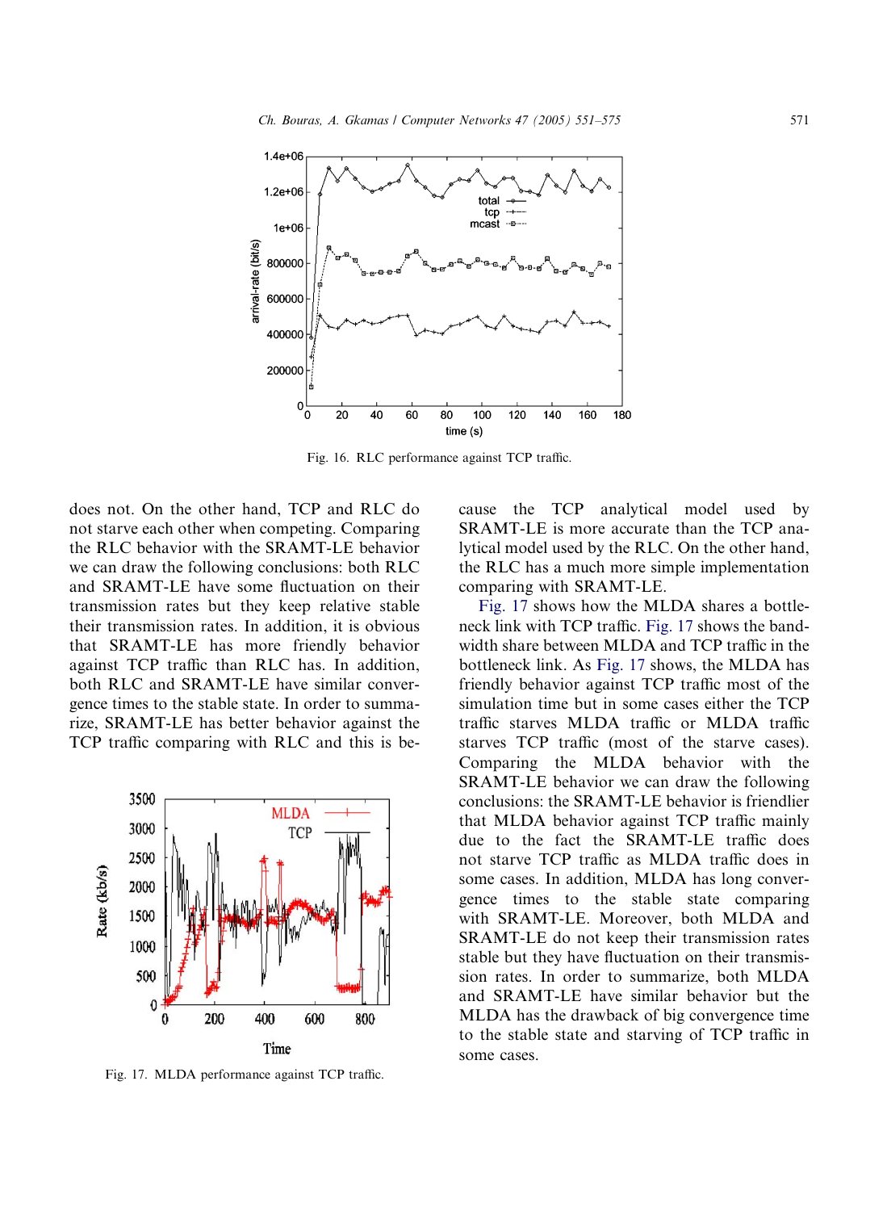1.4e+06
1.2e+06
1e+06
800000
600000
400000
200000
0
arrival-rate (bit/s)
0 20 40 60 80 100 120 140 160 180
time (s)
total
tcp
mcast

Fig. 16. RLC performance against TCP traffic.

does not. On the other hand, TCP and RLC do not starve each other when competing. Comparing the RLC behavior with the SRAMT-LE behavior we can draw the following conclusions: both RLC and SRAMT-LE have some fluctuation on their transmission rates but they keep relative stable their transmission rates. In addition, it is obvious that SRAMT-LE has more friendly behavior against TCP traffic than RLC has. In addition, both RLC and SRAMT-LE have similar convergence times to the stable state. In order to summarize, SRAMT-LE has better behavior against the TCP traffic comparing with RLC and this is because the TCP analytical model used by SRAMT-LE is more accurate than the TCP analytical model used by the RLC. On the other hand, the RLC has a much more simple implementation comparing with SRAMT-LE.

3500
3000
2500
2000
1500
1000
500
0
Rate (kb/s)
0 200 400 600 800
Time
MLDA
TCP

Fig. 17. MLDA performance against TCP traffic.

Fig. 17 shows how the MLDA shares a bottleneck link with TCP traffic. Fig. 17 shows the bandwidth share between MLDA and TCP traffic in the bottleneck link. As Fig. 17 shows, the MLDA has friendly behavior against TCP traffic most of the simulation time but in some cases either the TCP traffic starves MLDA traffic or MLDA traffic starves TCP traffic (most of the starve cases). Comparing the MLDA behavior with the SRAMT-LE behavior we can draw the following conclusions: the SRAMT-LE behavior is friendlier that MLDA behavior against TCP traffic mainly due to the fact the SRAMT-LE traffic does not starve TCP traffic as MLDA traffic does in some cases. In addition, MLDA has long convergence times to the stable state comparing with SRAMT-LE. Moreover, both MLDA and SRAMT-LE do not keep their transmission rates stable but they have fluctuation on their transmission rates. In order to summarize, both MLDA and SRAMT-LE have similar behavior but the MLDA has the drawback of big convergence time to the stable state and starving of TCP traffic in some cases.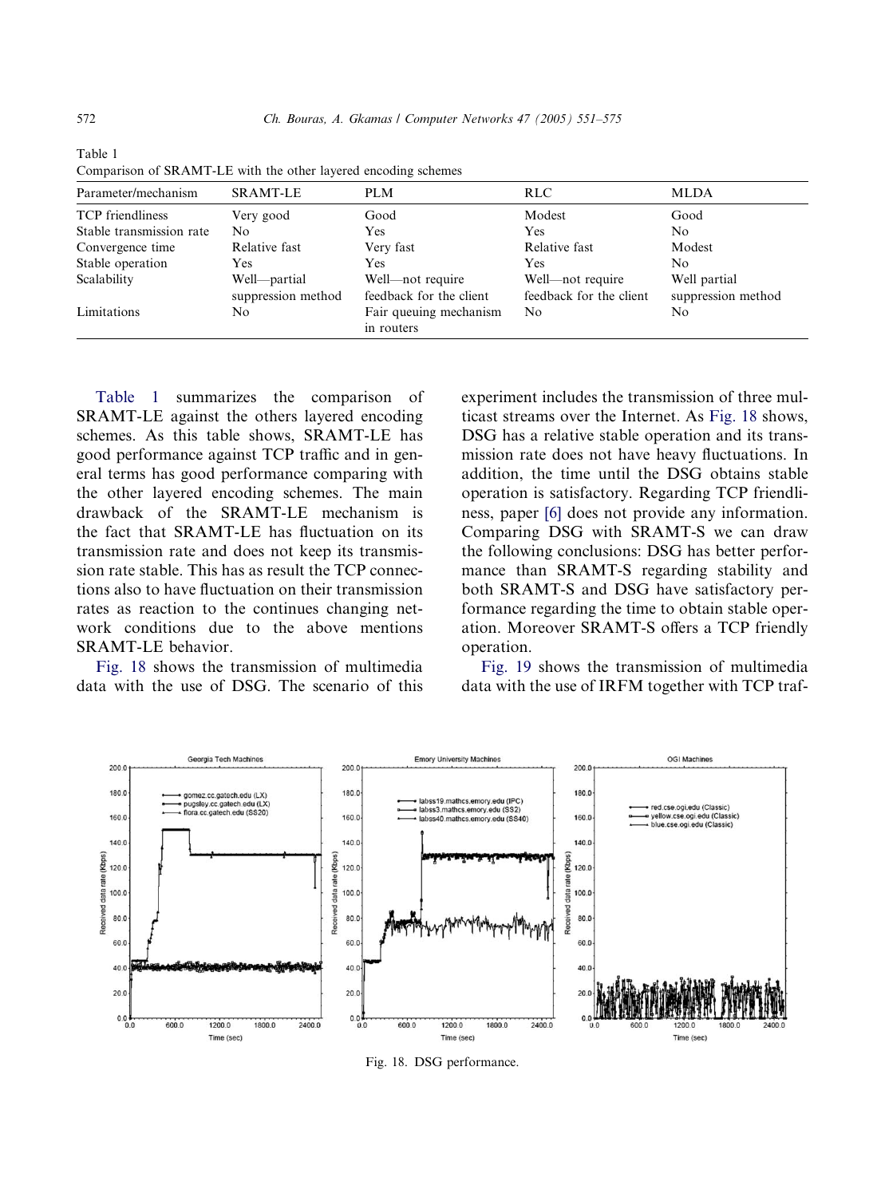Table 1

Comparison of SRAMT-LE with the other layered encoding schemes

| Parameter/mechanism | SRAMT-LE | PLM | RLC | MLDA |
|---|---|---|---|---|
| TCP friendliness | Very good | Good | Modest | Good |
| Stable transmission rate | No | Yes | Yes | No |
| Convergence time | Relative fast | Very fast | Relative fast | Modest |
| Stable operation | Yes | Yes | Yes | No |
| Scalability | Well—partial suppression method | Well—not require feedback for the client | Well—not require feedback for the client | Well partial suppression method |
| Limitations | No | Fair queuing mechanism in routers | No | No |

Table 1 summarizes the comparison of SRAMT-LE against the others layered encoding schemes. As this table shows, SRAMT-LE has good performance against TCP traffic and in general terms has good performance comparing with the other layered encoding schemes. The main drawback of the SRAMT-LE mechanism is the fact that SRAMT-LE has fluctuation on its transmission rate and does not keep its transmission rate stable. This has as result the TCP connections also to have fluctuation on their transmission rates as reaction to the continues changing network conditions due to the above mentions SRAMT-LE behavior.

Fig. 18 shows the transmission of multimedia data with the use of DSG. The scenario of this experiment includes the transmission of three multicast streams over the Internet. As Fig. 18 shows, DSG has a relative stable operation and its transmission rate does not have heavy fluctuations. In addition, the time until the DSG obtains stable operation is satisfactory. Regarding TCP friendliness, paper [6] does not provide any information. Comparing DSG with SRAMT-S we can draw the following conclusions: DSG has better performance than SRAMT-S regarding stability and both SRAMT-S and DSG have satisfactory performance regarding the time to obtain stable operation. Moreover SRAMT-S offers a TCP friendly operation.

Fig. 19 shows the transmission of multimedia data with the use of IRFM together with TCP traf-

Fig. 18. DSG performance.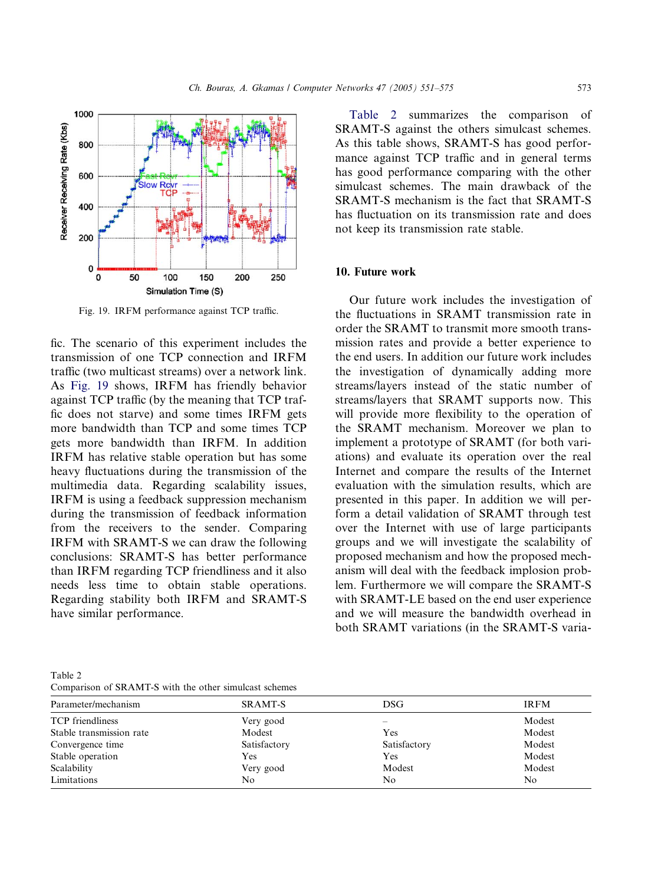Fig. 19. IRFM performance against TCP traffic.

fic. The scenario of this experiment includes the transmission of one TCP connection and IRFM traffic (two multicast streams) over a network link. As Fig. 19 shows, IRFM has friendly behavior against TCP traffic (by the meaning that TCP traffic does not starve) and some times IRFM gets more bandwidth than TCP and some times TCP gets more bandwidth than IRFM. In addition IRFM has relative stable operation but has some heavy fluctuations during the transmission of the multimedia data. Regarding scalability issues, IRFM is using a feedback suppression mechanism during the transmission of feedback information from the receivers to the sender. Comparing IRFM with SRAMT-S we can draw the following conclusions: SRAMT-S has better performance than IRFM regarding TCP friendliness and it also needs less time to obtain stable operations. Regarding stability both IRFM and SRAMT-S have similar performance.

Table 2 summarizes the comparison of SRAMT-S against the others simulcast schemes. As this table shows, SRAMT-S has good performance against TCP traffic and in general terms has good performance comparing with the other simulcast schemes. The main drawback of the SRAMT-S mechanism is the fact that SRAMT-S has fluctuation on its transmission rate and does not keep its transmission rate stable.

## 10. Future work

Our future work includes the investigation of the fluctuations in SRAMT transmission rate in order the SRAMT to transmit more smooth transmission rates and provide a better experience to the end users. In addition our future work includes the investigation of dynamically adding more streams/layers instead of the static number of streams/layers that SRAMT supports now. This will provide more flexibility to the operation of the SRAMT mechanism. Moreover we plan to implement a prototype of SRAMT (for both variations) and evaluate its operation over the real Internet and compare the results of the Internet evaluation with the simulation results, which are presented in this paper. In addition we will perform a detail validation of SRAMT through test over the Internet with use of large participants groups and we will investigate the scalability of proposed mechanism and how the proposed mechanism will deal with the feedback implosion problem. Furthermore we will compare the SRAMT-S with SRAMT-LE based on the end user experience and we will measure the bandwidth overhead in both SRAMT variations (in the SRAMT-S varia-

Table 2
Comparison of SRAMT-S with the other simulcast schemes

| Parameter/mechanism | SRAMT-S | DSG | IRFM |
|---|---|---|---|
| TCP friendliness | Very good | – | Modest |
| Stable transmission rate | Modest | Yes | Modest |
| Convergence time | Satisfactory | Satisfactory | Modest |
| Stable operation | Yes | Yes | Modest |
| Scalability | Very good | Modest | Modest |
| Limitations | No | No | No |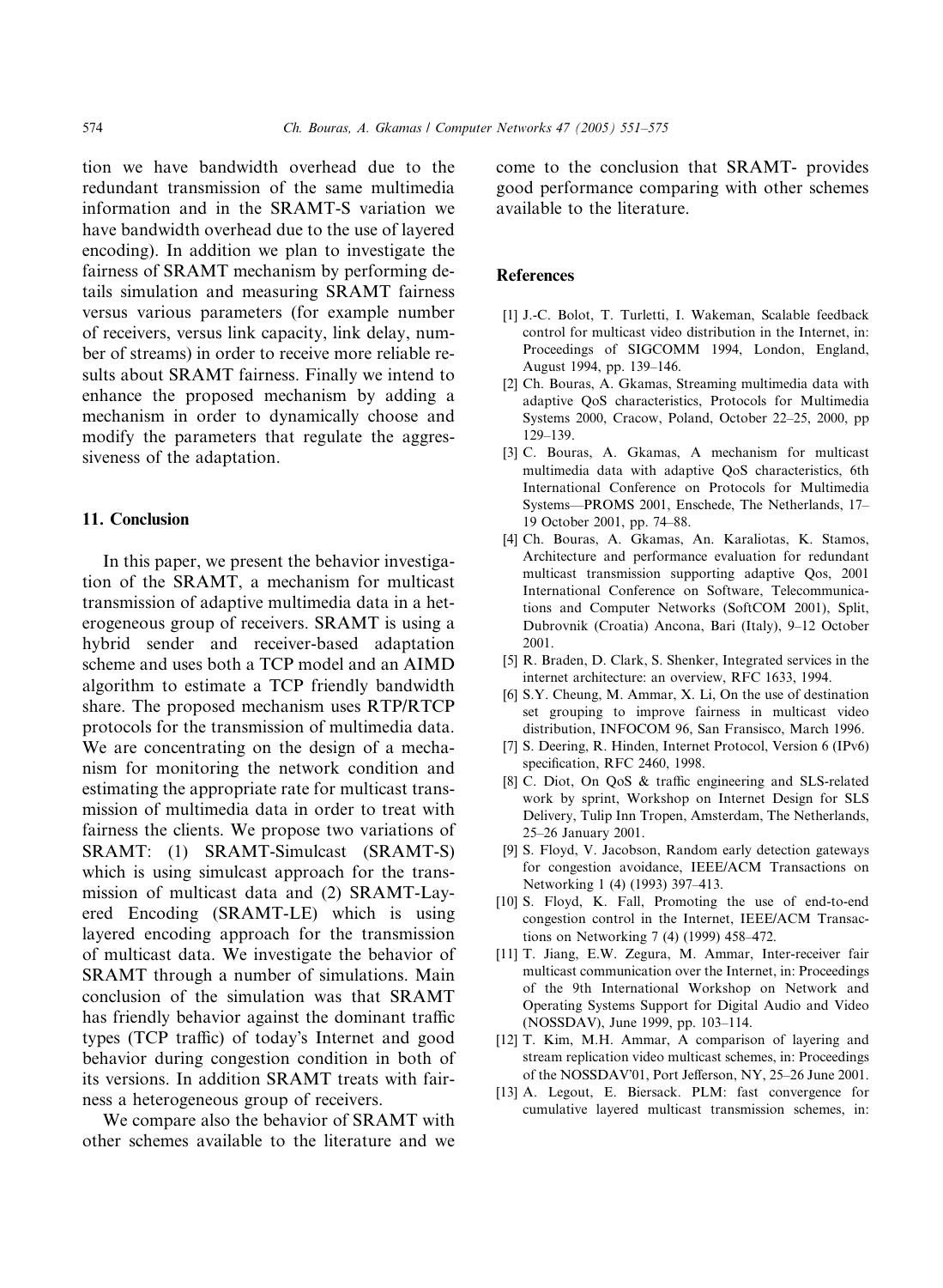tion we have bandwidth overhead due to the redundant transmission of the same multimedia information and in the SRAMT-S variation we have bandwidth overhead due to the use of layered encoding). In addition we plan to investigate the fairness of SRAMT mechanism by performing details simulation and measuring SRAMT fairness versus various parameters (for example number of receivers, versus link capacity, link delay, number of streams) in order to receive more reliable results about SRAMT fairness. Finally we intend to enhance the proposed mechanism by adding a mechanism in order to dynamically choose and modify the parameters that regulate the aggressiveness of the adaptation.

## 11. Conclusion

In this paper, we present the behavior investigation of the SRAMT, a mechanism for multicast transmission of adaptive multimedia data in a heterogeneous group of receivers. SRAMT is using a hybrid sender and receiver-based adaptation scheme and uses both a TCP model and an AIMD algorithm to estimate a TCP friendly bandwidth share. The proposed mechanism uses RTP/RTCP protocols for the transmission of multimedia data. We are concentrating on the design of a mechanism for monitoring the network condition and estimating the appropriate rate for multicast transmission of multimedia data in order to treat with fairness the clients. We propose two variations of SRAMT: (1) SRAMT-Simulcast (SRAMT-S) which is using simulcast approach for the transmission of multicast data and (2) SRAMT-Layered Encoding (SRAMT-LE) which is using layered encoding approach for the transmission of multicast data. We investigate the behavior of SRAMT through a number of simulations. Main conclusion of the simulation was that SRAMT has friendly behavior against the dominant traffic types (TCP traffic) of today's Internet and good behavior during congestion condition in both of its versions. In addition SRAMT treats with fairness a heterogeneous group of receivers.

We compare also the behavior of SRAMT with other schemes available to the literature and we come to the conclusion that SRAMT- provides good performance comparing with other schemes available to the literature.

## References

[1] J.-C. Bolot, T. Turletti, I. Wakeman, Scalable feedback control for multicast video distribution in the Internet, in: Proceedings of SIGCOMM 1994, London, England, August 1994, pp. 139–146.

[2] Ch. Bouras, A. Gkamas, Streaming multimedia data with adaptive QoS characteristics, Protocols for Multimedia Systems 2000, Cracow, Poland, October 22–25, 2000, pp 129–139.

[3] C. Bouras, A. Gkamas, A mechanism for multicast multimedia data with adaptive QoS characteristics, 6th International Conference on Protocols for Multimedia Systems—PROMS 2001, Enschede, The Netherlands, 17–19 October 2001, pp. 74–88.

[4] Ch. Bouras, A. Gkamas, An. Karaliotas, K. Stamos, Architecture and performance evaluation for redundant multicast transmission supporting adaptive Qos, 2001 International Conference on Software, Telecommunications and Computer Networks (SoftCOM 2001), Split, Dubrovnik (Croatia) Ancona, Bari (Italy), 9–12 October 2001.

[5] R. Braden, D. Clark, S. Shenker, Integrated services in the internet architecture: an overview, RFC 1633, 1994.

[6] S.Y. Cheung, M. Ammar, X. Li, On the use of destination set grouping to improve fairness in multicast video distribution, INFOCOM 96, San Fransisco, March 1996.

[7] S. Deering, R. Hinden, Internet Protocol, Version 6 (IPv6) specification, RFC 2460, 1998.

[8] C. Diot, On QoS & traffic engineering and SLS-related work by sprint, Workshop on Internet Design for SLS Delivery, Tulip Inn Tropen, Amsterdam, The Netherlands, 25–26 January 2001.

[9] S. Floyd, V. Jacobson, Random early detection gateways for congestion avoidance, IEEE/ACM Transactions on Networking 1 (4) (1993) 397–413.

[10] S. Floyd, K. Fall, Promoting the use of end-to-end congestion control in the Internet, IEEE/ACM Transactions on Networking 7 (4) (1999) 458–472.

[11] T. Jiang, E.W. Zegura, M. Ammar, Inter-receiver fair multicast communication over the Internet, in: Proceedings of the 9th International Workshop on Network and Operating Systems Support for Digital Audio and Video (NOSSDAV), June 1999, pp. 103–114.

[12] T. Kim, M.H. Ammar, A comparison of layering and stream replication video multicast schemes, in: Proceedings of the NOSSDAV'01, Port Jefferson, NY, 25–26 June 2001.

[13] A. Legout, E. Biersack. PLM: fast convergence for cumulative layered multicast transmission schemes, in: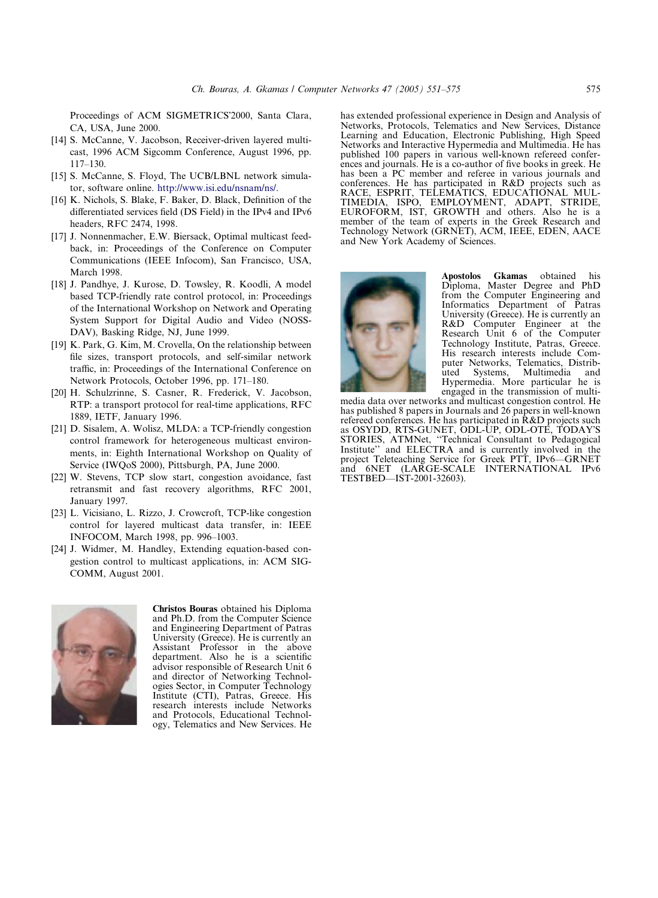Proceedings of ACM SIGMETRICS'2000, Santa Clara, CA, USA, June 2000.

[14] S. McCanne, V. Jacobson, Receiver-driven layered multicast, 1996 ACM Sigcomm Conference, August 1996, pp. 117–130.

[15] S. McCanne, S. Floyd, The UCB/LBNL network simulator, software online. http://www.isi.edu/nsnam/ns/.

[16] K. Nichols, S. Blake, F. Baker, D. Black, Definition of the differentiated services field (DS Field) in the IPv4 and IPv6 headers, RFC 2474, 1998.

[17] J. Nonnenmacher, E.W. Biersack, Optimal multicast feedback, in: Proceedings of the Conference on Computer Communications (IEEE Infocom), San Francisco, USA, March 1998.

[18] J. Pandhye, J. Kurose, D. Towsley, R. Koodli, A model based TCP-friendly rate control protocol, in: Proceedings of the International Workshop on Network and Operating System Support for Digital Audio and Video (NOSSDAV), Basking Ridge, NJ, June 1999.

[19] K. Park, G. Kim, M. Crovella, On the relationship between file sizes, transport protocols, and self-similar network traffic, in: Proceedings of the International Conference on Network Protocols, October 1996, pp. 171–180.

[20] H. Schulzrinne, S. Casner, R. Frederick, V. Jacobson, RTP: a transport protocol for real-time applications, RFC 1889, IETF, January 1996.

[21] D. Sisalem, A. Wolisz, MLDA: a TCP-friendly congestion control framework for heterogeneous multicast environments, in: Eighth International Workshop on Quality of Service (IWQoS 2000), Pittsburgh, PA, June 2000.

[22] W. Stevens, TCP slow start, congestion avoidance, fast retransmit and fast recovery algorithms, RFC 2001, January 1997.

[23] L. Vicisiano, L. Rizzo, J. Crowcroft, TCP-like congestion control for layered multicast data transfer, in: IEEE INFOCOM, March 1998, pp. 996–1003.

[24] J. Widmer, M. Handley, Extending equation-based congestion control to multicast applications, in: ACM SIGCOMM, August 2001.

**Christos Bouras** obtained his Diploma and Ph.D. from the Computer Science and Engineering Department of Patras University (Greece). He is currently an Assistant Professor in the above department. Also he is a scientific advisor responsible of Research Unit 6 and director of Networking Technologies Sector, in Computer Technology Institute (CTI), Patras, Greece. His research interests include Networks and Protocols, Educational Technology, Telematics and New Services. He has extended professional experience in Design and Analysis of Networks, Protocols, Telematics and New Services, Distance Learning and Education, Electronic Publishing, High Speed Networks and Interactive Hypermedia and Multimedia. He has published 100 papers in various well-known refereed conferences and journals. He is a co-author of five books in greek. He has been a PC member and referee in various journals and conferences. He has participated in R&D projects such as RACE, ESPRIT, TELEMATICS, EDUCATIONAL MULTIMEDIA, ISPO, EMPLOYMENT, ADAPT, STRIDE, EUROFORM, IST, GROWTH and others. Also he is a member of the team of experts in the Greek Research and Technology Network (GRNET), ACM, IEEE, EDEN, AACE and New York Academy of Sciences.

**Apostolos Gkamas** obtained his Diploma, Master Degree and PhD from the Computer Engineering and Informatics Department of Patras University (Greece). He is currently an R&D Computer Engineer at the Research Unit 6 of the Computer Technology Institute, Patras, Greece. His research interests include Computer Networks, Telematics, Distributed Systems, Multimedia and Hypermedia. More particular he is engaged in the transmission of multimedia data over networks and multicast congestion control. He has published 8 papers in Journals and 26 papers in well-known refereed conferences. He has participated in R&D projects such as OSYDD, RTS-GUNET, ODL-UP, ODL-OTE, TODAY'S STORIES, ATMNet, "Technical Consultant to Pedagogical Institute" and ELECTRA and is currently involved in the project Teleteaching Service for Greek PTT, IPv6—GRNET and 6NET (LARGE-SCALE INTERNATIONAL IPv6 TESTBED—IST-2001-32603).